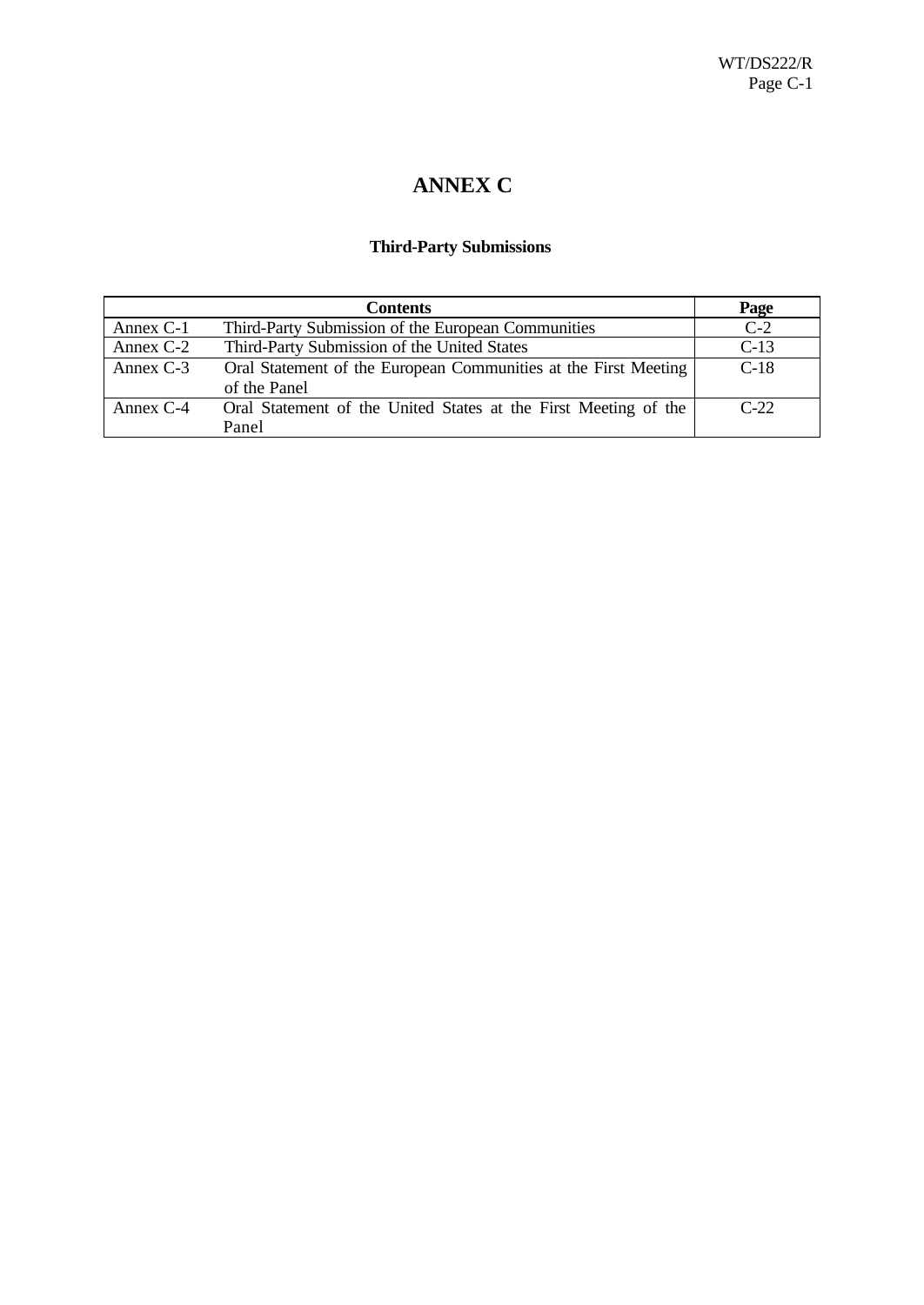# ANNEX C

## Third-Party Submissions

| Contents | | Page |
|---|---|---|
| Annex C-1 | Third-Party Submission of the European Communities | C-2 |
| Annex C-2 | Third-Party Submission of the United States | C-13 |
| Annex C-3 | Oral Statement of the European Communities at the First Meeting of the Panel | C-18 |
| Annex C-4 | Oral Statement of the United States at the First Meeting of the Panel | C-22 |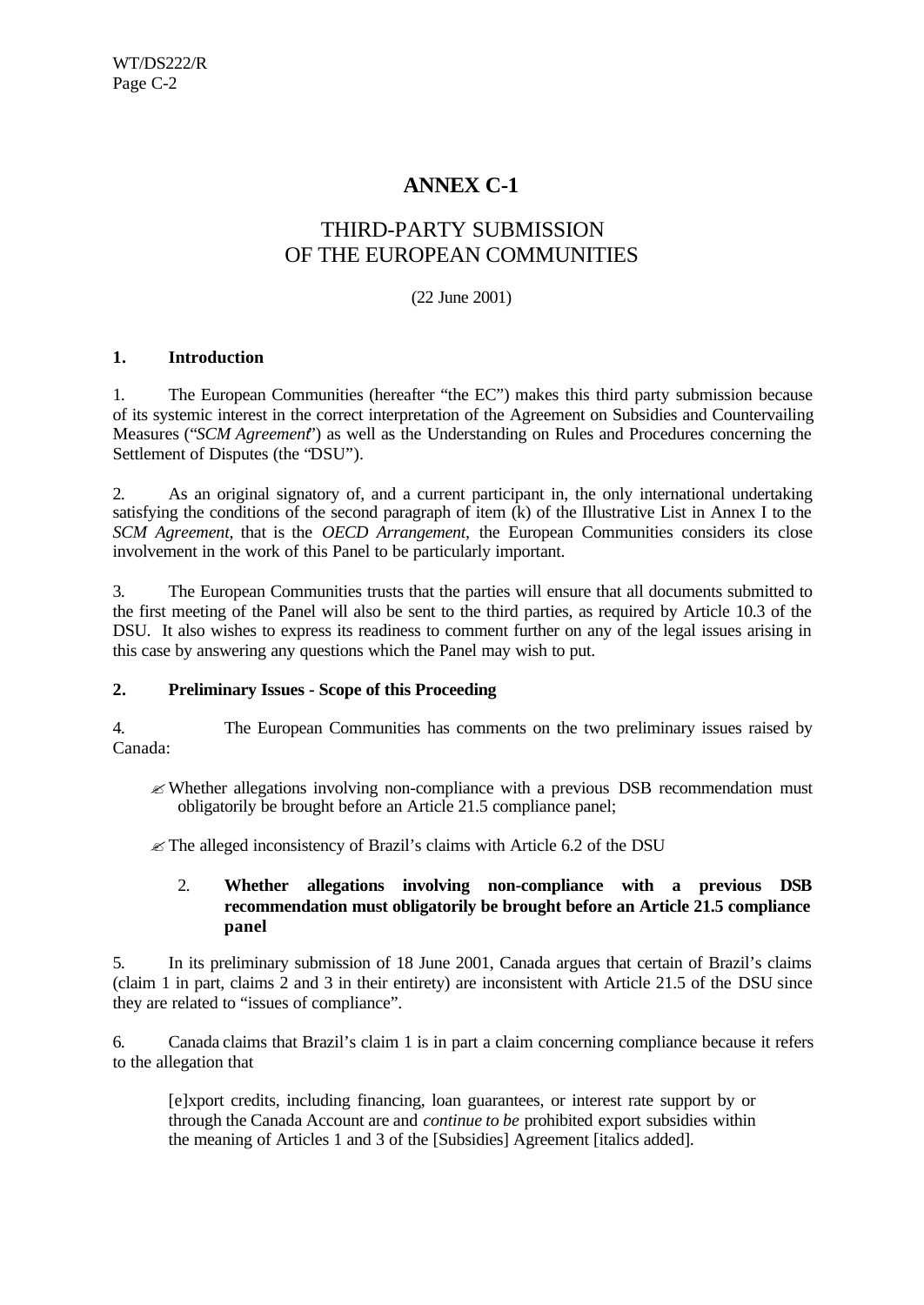# ANNEX C-1

## THIRD-PARTY SUBMISSION OF THE EUROPEAN COMMUNITIES

(22 June 2001)

### 1. Introduction

1. The European Communities (hereafter "the EC") makes this third party submission because of its systemic interest in the correct interpretation of the Agreement on Subsidies and Countervailing Measures ("*SCM Agreement*") as well as the Understanding on Rules and Procedures concerning the Settlement of Disputes (the "DSU").

2. As an original signatory of, and a current participant in, the only international undertaking satisfying the conditions of the second paragraph of item (k) of the Illustrative List in Annex I to the *SCM Agreement*, that is the *OECD Arrangement*, the European Communities considers its close involvement in the work of this Panel to be particularly important.

3. The European Communities trusts that the parties will ensure that all documents submitted to the first meeting of the Panel will also be sent to the third parties, as required by Article 10.3 of the DSU. It also wishes to express its readiness to comment further on any of the legal issues arising in this case by answering any questions which the Panel may wish to put.

### 2. Preliminary Issues - Scope of this Proceeding

4. The European Communities has comments on the two preliminary issues raised by Canada:

- Whether allegations involving non-compliance with a previous DSB recommendation must obligatorily be brought before an Article 21.5 compliance panel;
- The alleged inconsistency of Brazil's claims with Article 6.2 of the DSU

#### 2. Whether allegations involving non-compliance with a previous DSB recommendation must obligatorily be brought before an Article 21.5 compliance panel

5. In its preliminary submission of 18 June 2001, Canada argues that certain of Brazil's claims (claim 1 in part, claims 2 and 3 in their entirety) are inconsistent with Article 21.5 of the DSU since they are related to "issues of compliance".

6. Canada claims that Brazil's claim 1 is in part a claim concerning compliance because it refers to the allegation that

> [e]xport credits, including financing, loan guarantees, or interest rate support by or through the Canada Account are and *continue to be* prohibited export subsidies within the meaning of Articles 1 and 3 of the [Subsidies] Agreement [italics added].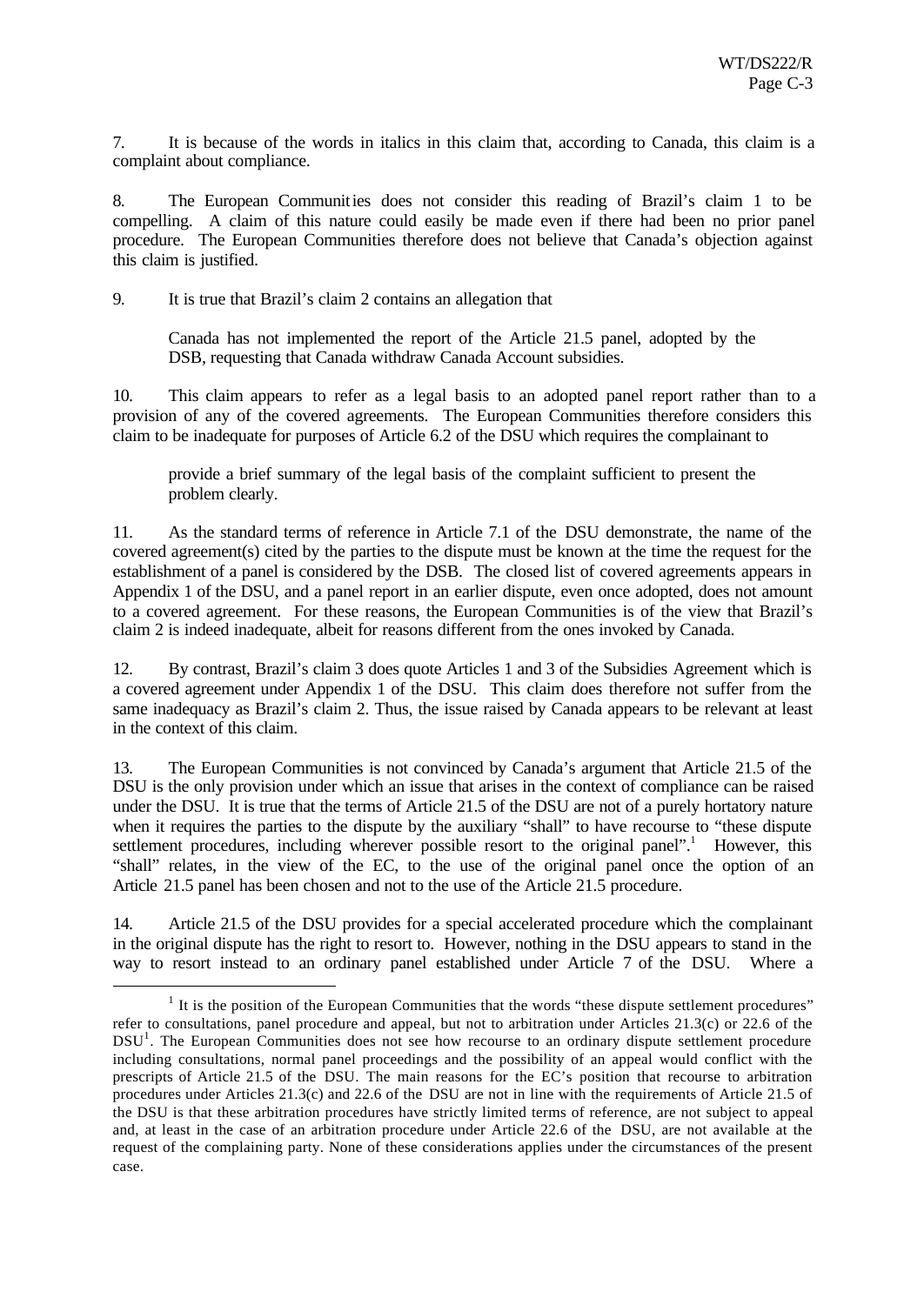7. It is because of the words in italics in this claim that, according to Canada, this claim is a complaint about compliance.

8. The European Communities does not consider this reading of Brazil's claim 1 to be compelling. A claim of this nature could easily be made even if there had been no prior panel procedure. The European Communities therefore does not believe that Canada's objection against this claim is justified.

9. It is true that Brazil's claim 2 contains an allegation that

> Canada has not implemented the report of the Article 21.5 panel, adopted by the DSB, requesting that Canada withdraw Canada Account subsidies.

10. This claim appears to refer as a legal basis to an adopted panel report rather than to a provision of any of the covered agreements. The European Communities therefore considers this claim to be inadequate for purposes of Article 6.2 of the DSU which requires the complainant to

> provide a brief summary of the legal basis of the complaint sufficient to present the problem clearly.

11. As the standard terms of reference in Article 7.1 of the DSU demonstrate, the name of the covered agreement(s) cited by the parties to the dispute must be known at the time the request for the establishment of a panel is considered by the DSB. The closed list of covered agreements appears in Appendix 1 of the DSU, and a panel report in an earlier dispute, even once adopted, does not amount to a covered agreement. For these reasons, the European Communities is of the view that Brazil's claim 2 is indeed inadequate, albeit for reasons different from the ones invoked by Canada.

12. By contrast, Brazil's claim 3 does quote Articles 1 and 3 of the Subsidies Agreement which is a covered agreement under Appendix 1 of the DSU. This claim does therefore not suffer from the same inadequacy as Brazil's claim 2. Thus, the issue raised by Canada appears to be relevant at least in the context of this claim.

13. The European Communities is not convinced by Canada's argument that Article 21.5 of the DSU is the only provision under which an issue that arises in the context of compliance can be raised under the DSU. It is true that the terms of Article 21.5 of the DSU are not of a purely hortatory nature when it requires the parties to the dispute by the auxiliary "shall" to have recourse to "these dispute settlement procedures, including wherever possible resort to the original panel".[1] However, this "shall" relates, in the view of the EC, to the use of the original panel once the option of an Article 21.5 panel has been chosen and not to the use of the Article 21.5 procedure.

14. Article 21.5 of the DSU provides for a special accelerated procedure which the complainant in the original dispute has the right to resort to. However, nothing in the DSU appears to stand in the way to resort instead to an ordinary panel established under Article 7 of the DSU. Where a

---

[1] It is the position of the European Communities that the words "these dispute settlement procedures" refer to consultations, panel procedure and appeal, but not to arbitration under Articles 21.3(c) or 22.6 of the DSU[1]. The European Communities does not see how recourse to an ordinary dispute settlement procedure including consultations, normal panel proceedings and the possibility of an appeal would conflict with the prescripts of Article 21.5 of the DSU. The main reasons for the EC's position that recourse to arbitration procedures under Articles 21.3(c) and 22.6 of the DSU are not in line with the requirements of Article 21.5 of the DSU is that these arbitration procedures have strictly limited terms of reference, are not subject to appeal and, at least in the case of an arbitration procedure under Article 22.6 of the DSU, are not available at the request of the complaining party. None of these considerations applies under the circumstances of the present case.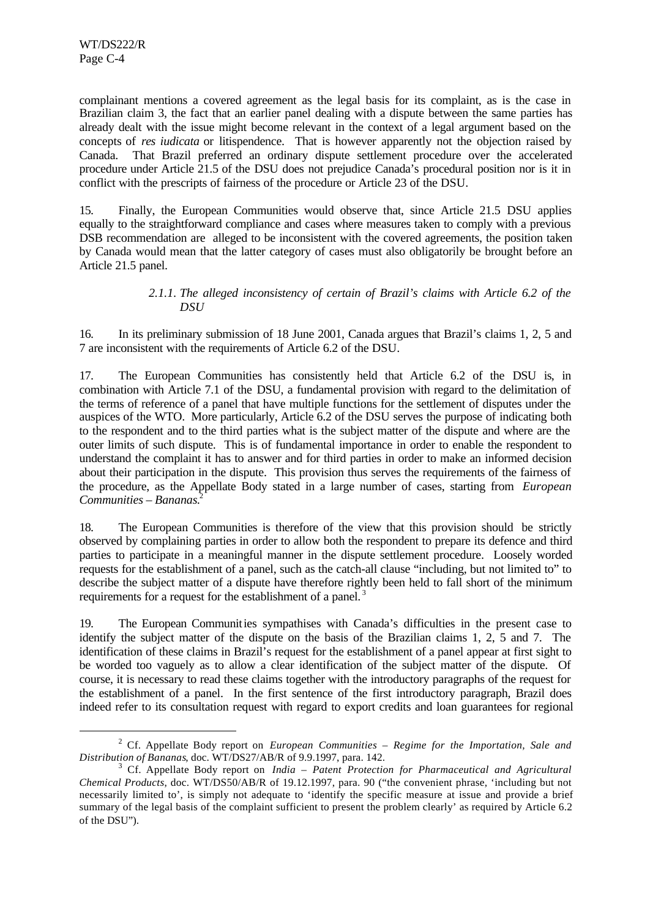complainant mentions a covered agreement as the legal basis for its complaint, as is the case in Brazilian claim 3, the fact that an earlier panel dealing with a dispute between the same parties has already dealt with the issue might become relevant in the context of a legal argument based on the concepts of *res iudicata* or litispendence. That is however apparently not the objection raised by Canada. That Brazil preferred an ordinary dispute settlement procedure over the accelerated procedure under Article 21.5 of the DSU does not prejudice Canada's procedural position nor is it in conflict with the prescripts of fairness of the procedure or Article 23 of the DSU.

15. Finally, the European Communities would observe that, since Article 21.5 DSU applies equally to the straightforward compliance and cases where measures taken to comply with a previous DSB recommendation are alleged to be inconsistent with the covered agreements, the position taken by Canada would mean that the latter category of cases must also obligatorily be brought before an Article 21.5 panel.

### *2.1.1. The alleged inconsistency of certain of Brazil's claims with Article 6.2 of the DSU*

16. In its preliminary submission of 18 June 2001, Canada argues that Brazil's claims 1, 2, 5 and 7 are inconsistent with the requirements of Article 6.2 of the DSU.

17. The European Communities has consistently held that Article 6.2 of the DSU is, in combination with Article 7.1 of the DSU, a fundamental provision with regard to the delimitation of the terms of reference of a panel that have multiple functions for the settlement of disputes under the auspices of the WTO. More particularly, Article 6.2 of the DSU serves the purpose of indicating both to the respondent and to the third parties what is the subject matter of the dispute and where are the outer limits of such dispute. This is of fundamental importance in order to enable the respondent to understand the complaint it has to answer and for third parties in order to make an informed decision about their participation in the dispute. This provision thus serves the requirements of the fairness of the procedure, as the Appellate Body stated in a large number of cases, starting from *European Communities – Bananas*.[2]

18. The European Communities is therefore of the view that this provision should be strictly observed by complaining parties in order to allow both the respondent to prepare its defence and third parties to participate in a meaningful manner in the dispute settlement procedure. Loosely worded requests for the establishment of a panel, such as the catch-all clause "including, but not limited to" to describe the subject matter of a dispute have therefore rightly been held to fall short of the minimum requirements for a request for the establishment of a panel.[3]

19. The European Communities sympathises with Canada's difficulties in the present case to identify the subject matter of the dispute on the basis of the Brazilian claims 1, 2, 5 and 7. The identification of these claims in Brazil's request for the establishment of a panel appear at first sight to be worded too vaguely as to allow a clear identification of the subject matter of the dispute. Of course, it is necessary to read these claims together with the introductory paragraphs of the request for the establishment of a panel. In the first sentence of the first introductory paragraph, Brazil does indeed refer to its consultation request with regard to export credits and loan guarantees for regional

---

[2] Cf. Appellate Body report on *European Communities – Regime for the Importation, Sale and Distribution of Bananas*, doc. WT/DS27/AB/R of 9.9.1997, para. 142.

[3] Cf. Appellate Body report on *India – Patent Protection for Pharmaceutical and Agricultural Chemical Products*, doc. WT/DS50/AB/R of 19.12.1997, para. 90 ("the convenient phrase, 'including but not necessarily limited to', is simply not adequate to 'identify the specific measure at issue and provide a brief summary of the legal basis of the complaint sufficient to present the problem clearly' as required by Article 6.2 of the DSU").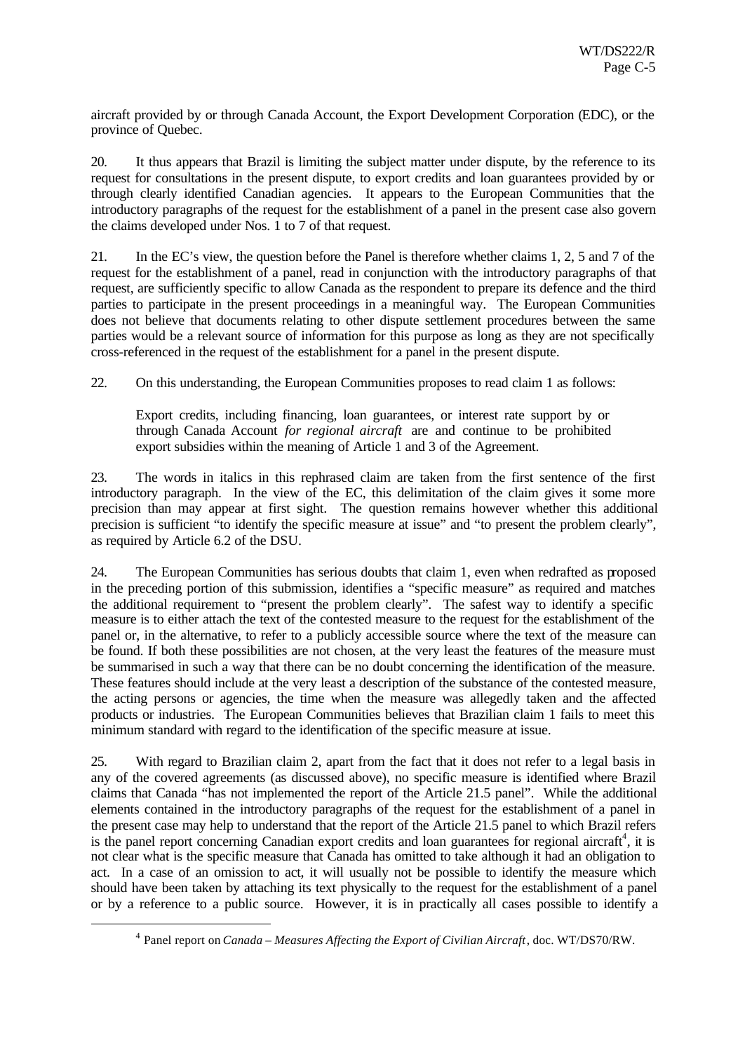aircraft provided by or through Canada Account, the Export Development Corporation (EDC), or the province of Quebec.

20. It thus appears that Brazil is limiting the subject matter under dispute, by the reference to its request for consultations in the present dispute, to export credits and loan guarantees provided by or through clearly identified Canadian agencies. It appears to the European Communities that the introductory paragraphs of the request for the establishment of a panel in the present case also govern the claims developed under Nos. 1 to 7 of that request.

21. In the EC's view, the question before the Panel is therefore whether claims 1, 2, 5 and 7 of the request for the establishment of a panel, read in conjunction with the introductory paragraphs of that request, are sufficiently specific to allow Canada as the respondent to prepare its defence and the third parties to participate in the present proceedings in a meaningful way. The European Communities does not believe that documents relating to other dispute settlement procedures between the same parties would be a relevant source of information for this purpose as long as they are not specifically cross-referenced in the request of the establishment for a panel in the present dispute.

22. On this understanding, the European Communities proposes to read claim 1 as follows:

> Export credits, including financing, loan guarantees, or interest rate support by or through Canada Account *for regional aircraft* are and continue to be prohibited export subsidies within the meaning of Article 1 and 3 of the Agreement.

23. The words in italics in this rephrased claim are taken from the first sentence of the first introductory paragraph. In the view of the EC, this delimitation of the claim gives it some more precision than may appear at first sight. The question remains however whether this additional precision is sufficient "to identify the specific measure at issue" and "to present the problem clearly", as required by Article 6.2 of the DSU.

24. The European Communities has serious doubts that claim 1, even when redrafted as proposed in the preceding portion of this submission, identifies a "specific measure" as required and matches the additional requirement to "present the problem clearly". The safest way to identify a specific measure is to either attach the text of the contested measure to the request for the establishment of the panel or, in the alternative, to refer to a publicly accessible source where the text of the measure can be found. If both these possibilities are not chosen, at the very least the features of the measure must be summarised in such a way that there can be no doubt concerning the identification of the measure. These features should include at the very least a description of the substance of the contested measure, the acting persons or agencies, the time when the measure was allegedly taken and the affected products or industries. The European Communities believes that Brazilian claim 1 fails to meet this minimum standard with regard to the identification of the specific measure at issue.

25. With regard to Brazilian claim 2, apart from the fact that it does not refer to a legal basis in any of the covered agreements (as discussed above), no specific measure is identified where Brazil claims that Canada "has not implemented the report of the Article 21.5 panel". While the additional elements contained in the introductory paragraphs of the request for the establishment of a panel in the present case may help to understand that the report of the Article 21.5 panel to which Brazil refers is the panel report concerning Canadian export credits and loan guarantees for regional aircraft[4], it is not clear what is the specific measure that Canada has omitted to take although it had an obligation to act. In a case of an omission to act, it will usually not be possible to identify the measure which should have been taken by attaching its text physically to the request for the establishment of a panel or by a reference to a public source. However, it is in practically all cases possible to identify a

[4] Panel report on *Canada – Measures Affecting the Export of Civilian Aircraft*, doc. WT/DS70/RW.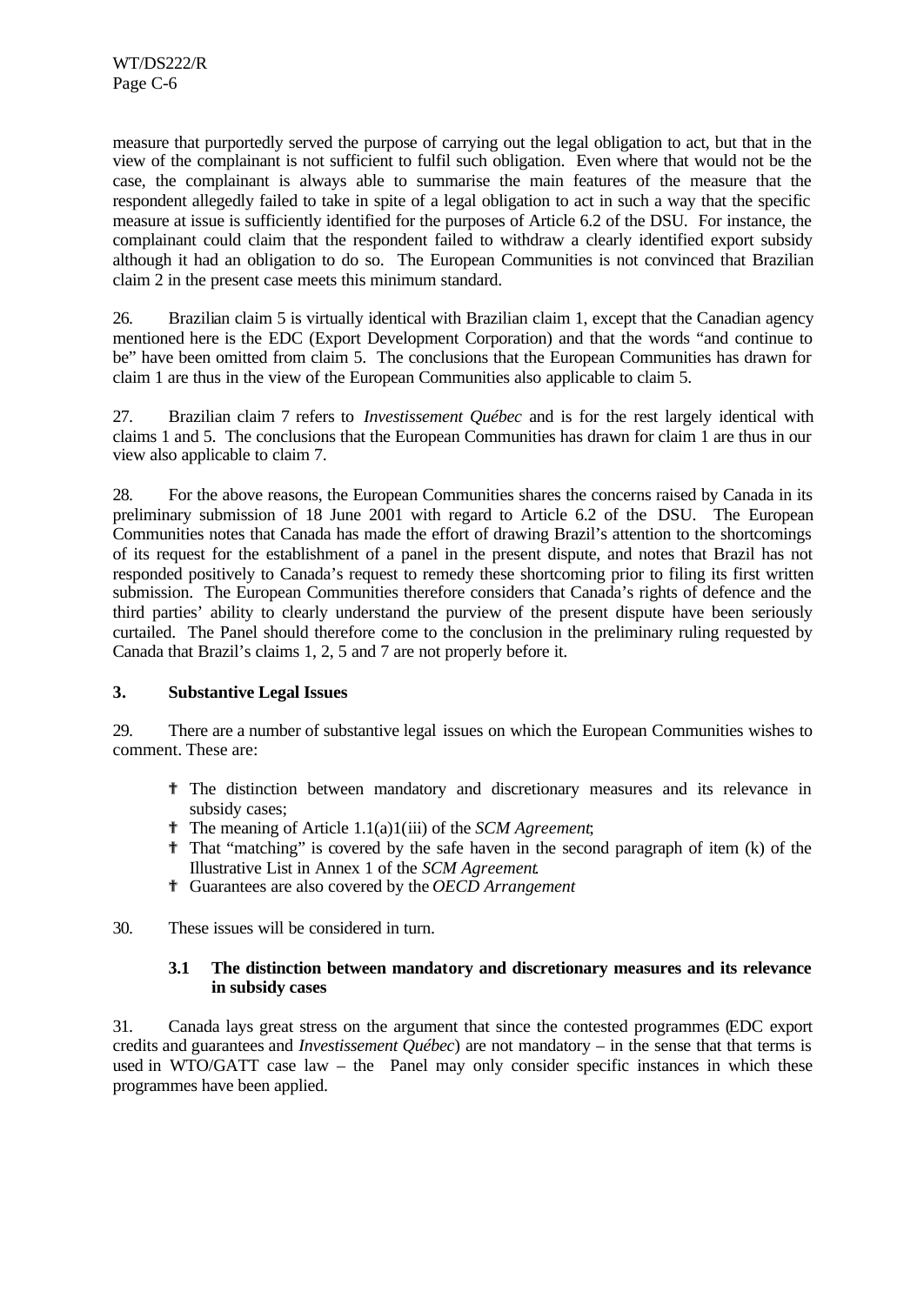measure that purportedly served the purpose of carrying out the legal obligation to act, but that in the view of the complainant is not sufficient to fulfil such obligation. Even where that would not be the case, the complainant is always able to summarise the main features of the measure that the respondent allegedly failed to take in spite of a legal obligation to act in such a way that the specific measure at issue is sufficiently identified for the purposes of Article 6.2 of the DSU. For instance, the complainant could claim that the respondent failed to withdraw a clearly identified export subsidy although it had an obligation to do so. The European Communities is not convinced that Brazilian claim 2 in the present case meets this minimum standard.

26. Brazilian claim 5 is virtually identical with Brazilian claim 1, except that the Canadian agency mentioned here is the EDC (Export Development Corporation) and that the words "and continue to be" have been omitted from claim 5. The conclusions that the European Communities has drawn for claim 1 are thus in the view of the European Communities also applicable to claim 5.

27. Brazilian claim 7 refers to *Investissement Québec* and is for the rest largely identical with claims 1 and 5. The conclusions that the European Communities has drawn for claim 1 are thus in our view also applicable to claim 7.

28. For the above reasons, the European Communities shares the concerns raised by Canada in its preliminary submission of 18 June 2001 with regard to Article 6.2 of the DSU. The European Communities notes that Canada has made the effort of drawing Brazil's attention to the shortcomings of its request for the establishment of a panel in the present dispute, and notes that Brazil has not responded positively to Canada's request to remedy these shortcoming prior to filing its first written submission. The European Communities therefore considers that Canada's rights of defence and the third parties' ability to clearly understand the purview of the present dispute have been seriously curtailed. The Panel should therefore come to the conclusion in the preliminary ruling requested by Canada that Brazil's claims 1, 2, 5 and 7 are not properly before it.

## 3. Substantive Legal Issues

29. There are a number of substantive legal issues on which the European Communities wishes to comment. These are:

- The distinction between mandatory and discretionary measures and its relevance in subsidy cases;
- The meaning of Article 1.1(a)1(iii) of the *SCM Agreement*;
- That "matching" is covered by the safe haven in the second paragraph of item (k) of the Illustrative List in Annex 1 of the *SCM Agreement*.
- Guarantees are also covered by the *OECD Arrangement*

30. These issues will be considered in turn.

### 3.1 The distinction between mandatory and discretionary measures and its relevance in subsidy cases

31. Canada lays great stress on the argument that since the contested programmes (EDC export credits and guarantees and *Investissement Québec*) are not mandatory – in the sense that that terms is used in WTO/GATT case law – the Panel may only consider specific instances in which these programmes have been applied.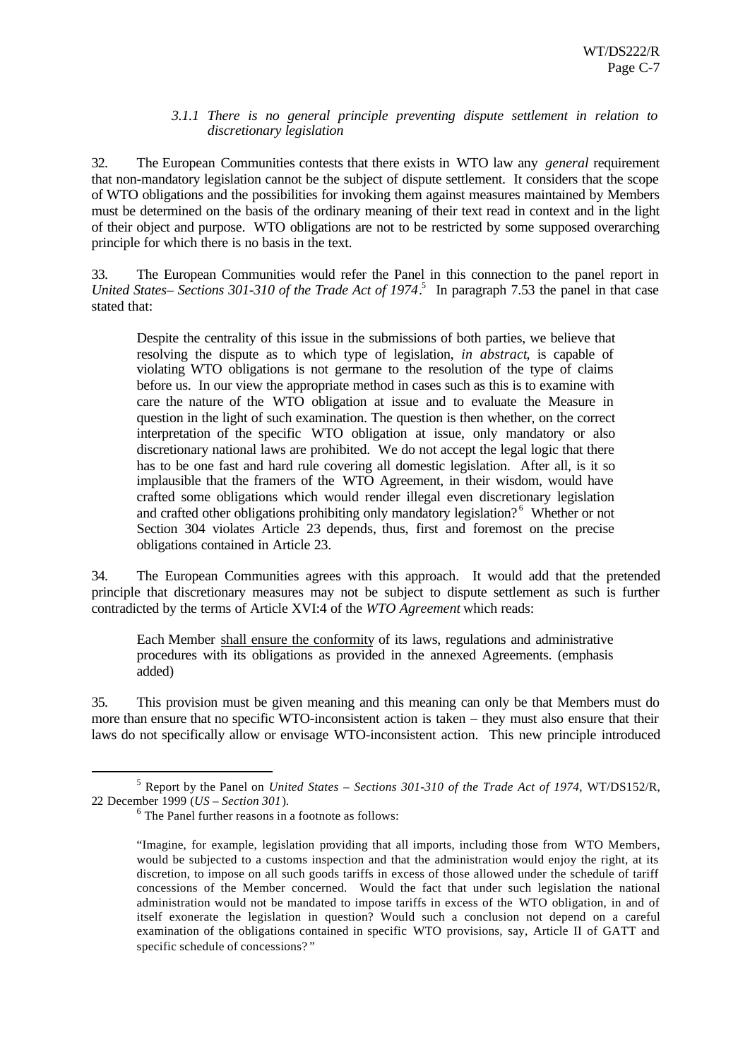### *3.1.1 There is no general principle preventing dispute settlement in relation to discretionary legislation*

32. The European Communities contests that there exists in WTO law any *general* requirement that non-mandatory legislation cannot be the subject of dispute settlement. It considers that the scope of WTO obligations and the possibilities for invoking them against measures maintained by Members must be determined on the basis of the ordinary meaning of their text read in context and in the light of their object and purpose. WTO obligations are not to be restricted by some supposed overarching principle for which there is no basis in the text.

33. The European Communities would refer the Panel in this connection to the panel report in *United States– Sections 301-310 of the Trade Act of 1974*.[5] In paragraph 7.53 the panel in that case stated that:

> Despite the centrality of this issue in the submissions of both parties, we believe that resolving the dispute as to which type of legislation, *in abstract*, is capable of violating WTO obligations is not germane to the resolution of the type of claims before us. In our view the appropriate method in cases such as this is to examine with care the nature of the WTO obligation at issue and to evaluate the Measure in question in the light of such examination. The question is then whether, on the correct interpretation of the specific WTO obligation at issue, only mandatory or also discretionary national laws are prohibited. We do not accept the legal logic that there has to be one fast and hard rule covering all domestic legislation. After all, is it so implausible that the framers of the WTO Agreement, in their wisdom, would have crafted some obligations which would render illegal even discretionary legislation and crafted other obligations prohibiting only mandatory legislation?[6] Whether or not Section 304 violates Article 23 depends, thus, first and foremost on the precise obligations contained in Article 23.

34. The European Communities agrees with this approach. It would add that the pretended principle that discretionary measures may not be subject to dispute settlement as such is further contradicted by the terms of Article XVI:4 of the *WTO Agreement* which reads:

> Each Member <u>shall ensure the conformity</u> of its laws, regulations and administrative procedures with its obligations as provided in the annexed Agreements. (emphasis added)

35. This provision must be given meaning and this meaning can only be that Members must do more than ensure that no specific WTO-inconsistent action is taken – they must also ensure that their laws do not specifically allow or envisage WTO-inconsistent action. This new principle introduced

---

[5] Report by the Panel on *United States – Sections 301-310 of the Trade Act of 1974*, WT/DS152/R, 22 December 1999 (*US – Section 301*).

[6] The Panel further reasons in a footnote as follows:

"Imagine, for example, legislation providing that all imports, including those from WTO Members, would be subjected to a customs inspection and that the administration would enjoy the right, at its discretion, to impose on all such goods tariffs in excess of those allowed under the schedule of tariff concessions of the Member concerned. Would the fact that under such legislation the national administration would not be mandated to impose tariffs in excess of the WTO obligation, in and of itself exonerate the legislation in question? Would such a conclusion not depend on a careful examination of the obligations contained in specific WTO provisions, say, Article II of GATT and specific schedule of concessions?"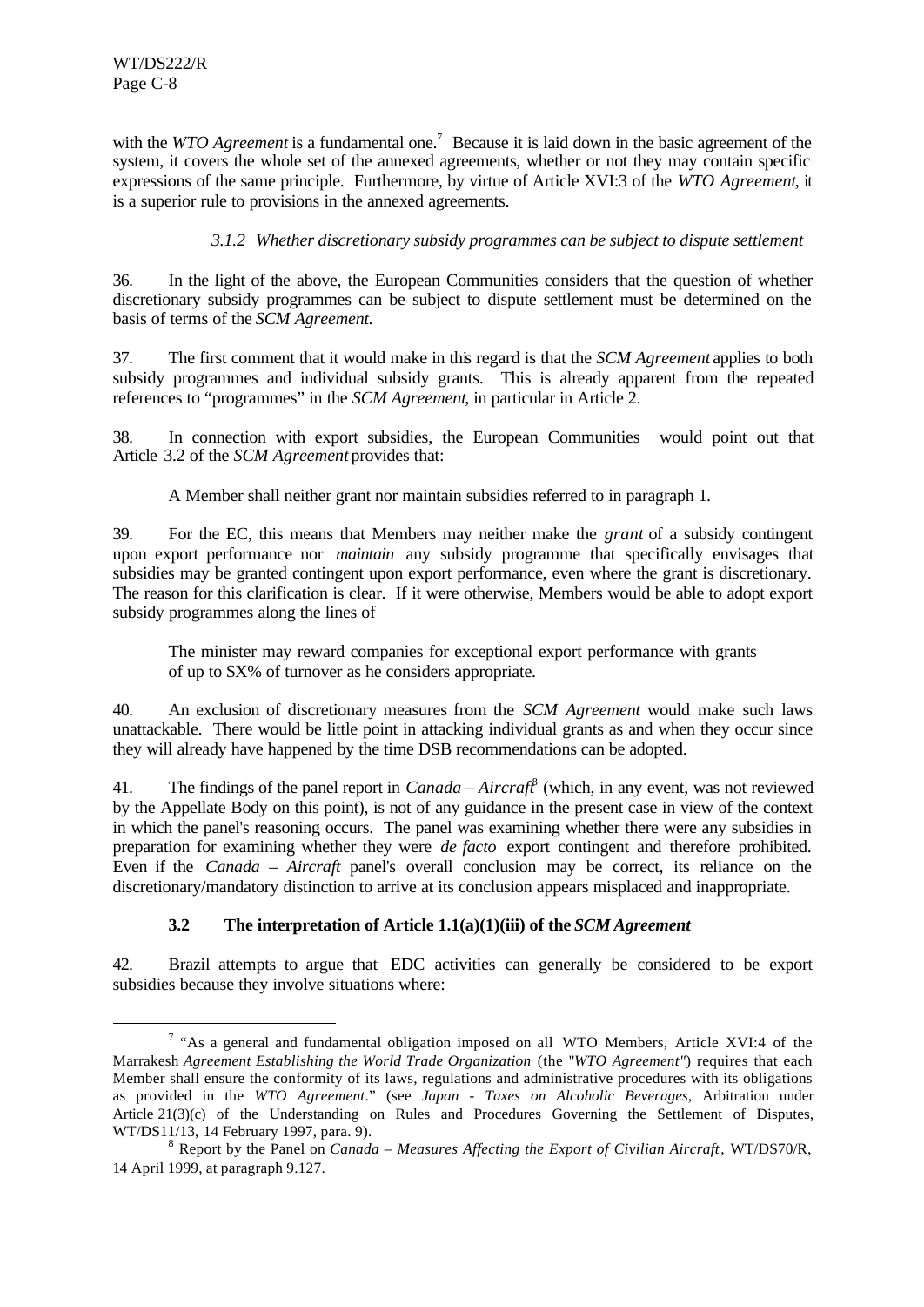with the *WTO Agreement* is a fundamental one.[7] Because it is laid down in the basic agreement of the system, it covers the whole set of the annexed agreements, whether or not they may contain specific expressions of the same principle. Furthermore, by virtue of Article XVI:3 of the *WTO Agreement*, it is a superior rule to provisions in the annexed agreements.

#### *3.1.2 Whether discretionary subsidy programmes can be subject to dispute settlement*

36. In the light of the above, the European Communities considers that the question of whether discretionary subsidy programmes can be subject to dispute settlement must be determined on the basis of terms of the *SCM Agreement*.

37. The first comment that it would make in this regard is that the *SCM Agreement* applies to both subsidy programmes and individual subsidy grants. This is already apparent from the repeated references to "programmes" in the *SCM Agreement*, in particular in Article 2.

38. In connection with export subsidies, the European Communities would point out that Article 3.2 of the *SCM Agreement* provides that:

> A Member shall neither grant nor maintain subsidies referred to in paragraph 1.

39. For the EC, this means that Members may neither make the *grant* of a subsidy contingent upon export performance nor *maintain* any subsidy programme that specifically envisages that subsidies may be granted contingent upon export performance, even where the grant is discretionary. The reason for this clarification is clear. If it were otherwise, Members would be able to adopt export subsidy programmes along the lines of

> The minister may reward companies for exceptional export performance with grants of up to $X% of turnover as he considers appropriate.

40. An exclusion of discretionary measures from the *SCM Agreement* would make such laws unattackable. There would be little point in attacking individual grants as and when they occur since they will already have happened by the time DSB recommendations can be adopted.

41. The findings of the panel report in *Canada – Aircraft*[8] (which, in any event, was not reviewed by the Appellate Body on this point), is not of any guidance in the present case in view of the context in which the panel's reasoning occurs. The panel was examining whether there were any subsidies in preparation for examining whether they were *de facto* export contingent and therefore prohibited. Even if the *Canada – Aircraft* panel's overall conclusion may be correct, its reliance on the discretionary/mandatory distinction to arrive at its conclusion appears misplaced and inappropriate.

### 3.2 The interpretation of Article 1.1(a)(1)(iii) of the *SCM Agreement*

42. Brazil attempts to argue that EDC activities can generally be considered to be export subsidies because they involve situations where:

---

[7] "As a general and fundamental obligation imposed on all WTO Members, Article XVI:4 of the Marrakesh *Agreement Establishing the World Trade Organization* (the "*WTO Agreement*") requires that each Member shall ensure the conformity of its laws, regulations and administrative procedures with its obligations as provided in the *WTO Agreement*." (see *Japan - Taxes on Alcoholic Beverages*, Arbitration under Article 21(3)(c) of the Understanding on Rules and Procedures Governing the Settlement of Disputes, WT/DS11/13, 14 February 1997, para. 9).

[8] Report by the Panel on *Canada – Measures Affecting the Export of Civilian Aircraft*, WT/DS70/R, 14 April 1999, at paragraph 9.127.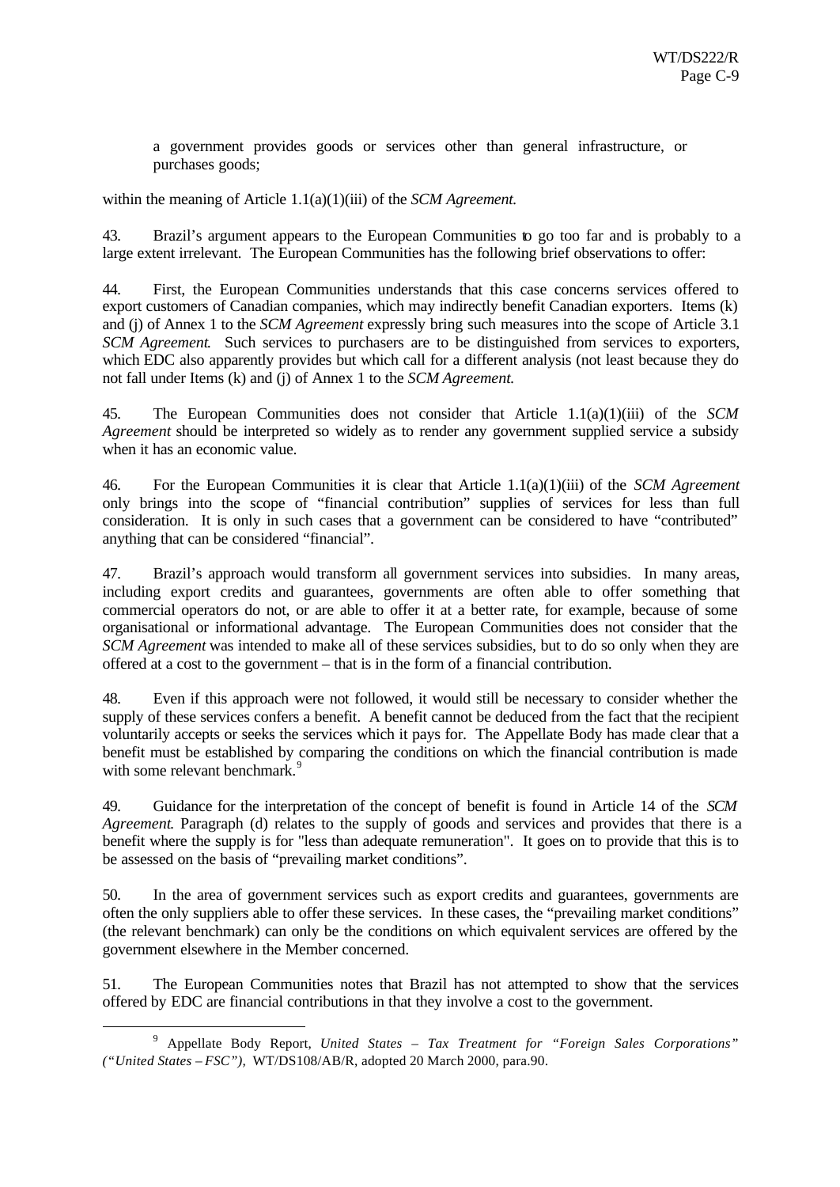a government provides goods or services other than general infrastructure, or purchases goods;

within the meaning of Article 1.1(a)(1)(iii) of the *SCM Agreement*.

43. Brazil's argument appears to the European Communities to go too far and is probably to a large extent irrelevant. The European Communities has the following brief observations to offer:

44. First, the European Communities understands that this case concerns services offered to export customers of Canadian companies, which may indirectly benefit Canadian exporters. Items (k) and (j) of Annex 1 to the *SCM Agreement* expressly bring such measures into the scope of Article 3.1 *SCM Agreement*. Such services to purchasers are to be distinguished from services to exporters, which EDC also apparently provides but which call for a different analysis (not least because they do not fall under Items (k) and (j) of Annex 1 to the *SCM Agreement*.

45. The European Communities does not consider that Article 1.1(a)(1)(iii) of the *SCM Agreement* should be interpreted so widely as to render any government supplied service a subsidy when it has an economic value.

46. For the European Communities it is clear that Article 1.1(a)(1)(iii) of the *SCM Agreement* only brings into the scope of "financial contribution" supplies of services for less than full consideration. It is only in such cases that a government can be considered to have "contributed" anything that can be considered "financial".

47. Brazil's approach would transform all government services into subsidies. In many areas, including export credits and guarantees, governments are often able to offer something that commercial operators do not, or are able to offer it at a better rate, for example, because of some organisational or informational advantage. The European Communities does not consider that the *SCM Agreement* was intended to make all of these services subsidies, but to do so only when they are offered at a cost to the government – that is in the form of a financial contribution.

48. Even if this approach were not followed, it would still be necessary to consider whether the supply of these services confers a benefit. A benefit cannot be deduced from the fact that the recipient voluntarily accepts or seeks the services which it pays for. The Appellate Body has made clear that a benefit must be established by comparing the conditions on which the financial contribution is made with some relevant benchmark.[9]

49. Guidance for the interpretation of the concept of benefit is found in Article 14 of the *SCM Agreement*. Paragraph (d) relates to the supply of goods and services and provides that there is a benefit where the supply is for "less than adequate remuneration". It goes on to provide that this is to be assessed on the basis of "prevailing market conditions".

50. In the area of government services such as export credits and guarantees, governments are often the only suppliers able to offer these services. In these cases, the "prevailing market conditions" (the relevant benchmark) can only be the conditions on which equivalent services are offered by the government elsewhere in the Member concerned.

51. The European Communities notes that Brazil has not attempted to show that the services offered by EDC are financial contributions in that they involve a cost to the government.

---

[9] Appellate Body Report, *United States – Tax Treatment for "Foreign Sales Corporations" ("United States – FSC")*, WT/DS108/AB/R, adopted 20 March 2000, para.90.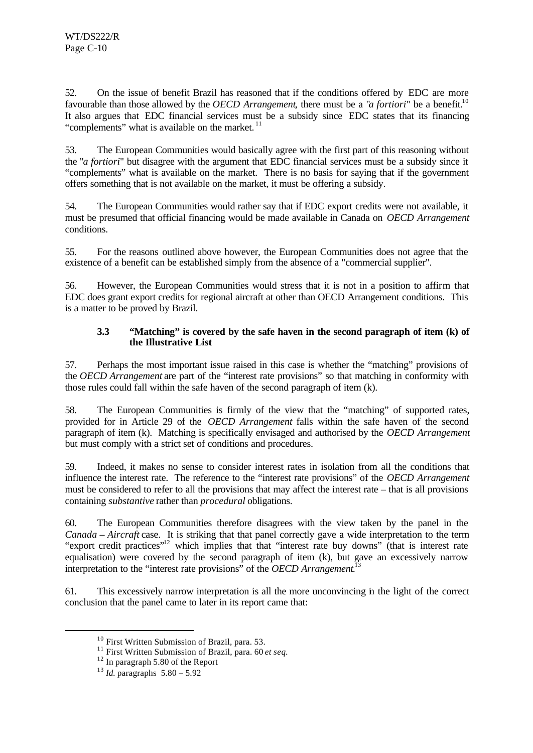52. On the issue of benefit Brazil has reasoned that if the conditions offered by EDC are more favourable than those allowed by the *OECD Arrangement*, there must be a "*a fortiori*" be a benefit.[10] It also argues that EDC financial services must be a subsidy since EDC states that its financing "complements" what is available on the market.[11]

53. The European Communities would basically agree with the first part of this reasoning without the "*a fortiori*" but disagree with the argument that EDC financial services must be a subsidy since it "complements" what is available on the market. There is no basis for saying that if the government offers something that is not available on the market, it must be offering a subsidy.

54. The European Communities would rather say that if EDC export credits were not available, it must be presumed that official financing would be made available in Canada on *OECD Arrangement* conditions.

55. For the reasons outlined above however, the European Communities does not agree that the existence of a benefit can be established simply from the absence of a "commercial supplier".

56. However, the European Communities would stress that it is not in a position to affirm that EDC does grant export credits for regional aircraft at other than OECD Arrangement conditions. This is a matter to be proved by Brazil.

### 3.3 "Matching" is covered by the safe haven in the second paragraph of item (k) of the Illustrative List

57. Perhaps the most important issue raised in this case is whether the "matching" provisions of the *OECD Arrangement* are part of the "interest rate provisions" so that matching in conformity with those rules could fall within the safe haven of the second paragraph of item (k).

58. The European Communities is firmly of the view that the "matching" of supported rates, provided for in Article 29 of the *OECD Arrangement* falls within the safe haven of the second paragraph of item (k). Matching is specifically envisaged and authorised by the *OECD Arrangement* but must comply with a strict set of conditions and procedures.

59. Indeed, it makes no sense to consider interest rates in isolation from all the conditions that influence the interest rate. The reference to the "interest rate provisions" of the *OECD Arrangement* must be considered to refer to all the provisions that may affect the interest rate – that is all provisions containing *substantive* rather than *procedural* obligations.

60. The European Communities therefore disagrees with the view taken by the panel in the *Canada – Aircraft* case. It is striking that that panel correctly gave a wide interpretation to the term "export credit practices"[12] which implies that that "interest rate buy downs" (that is interest rate equalisation) were covered by the second paragraph of item (k), but gave an excessively narrow interpretation to the "interest rate provisions" of the *OECD Arrangement*.[13]

61. This excessively narrow interpretation is all the more unconvincing in the light of the correct conclusion that the panel came to later in its report came that:

---

[10] First Written Submission of Brazil, para. 53.

[11] First Written Submission of Brazil, para. 60 *et seq.*

[12] In paragraph 5.80 of the Report

[13] *Id.* paragraphs 5.80 – 5.92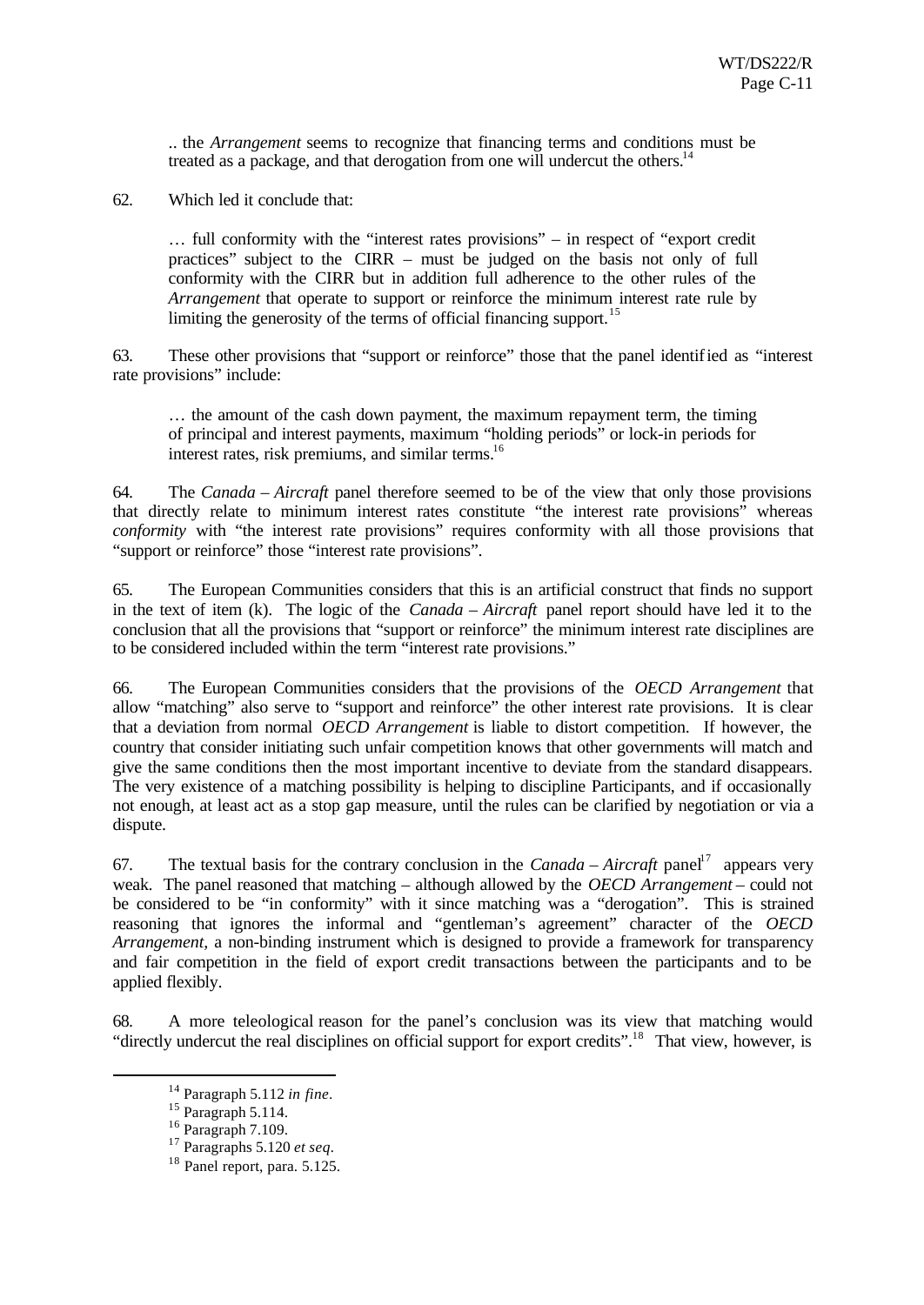> .. the *Arrangement* seems to recognize that financing terms and conditions must be treated as a package, and that derogation from one will undercut the others.[14]

62. Which led it conclude that:

> … full conformity with the "interest rates provisions" – in respect of "export credit practices" subject to the CIRR – must be judged on the basis not only of full conformity with the CIRR but in addition full adherence to the other rules of the *Arrangement* that operate to support or reinforce the minimum interest rate rule by limiting the generosity of the terms of official financing support.[15]

63. These other provisions that "support or reinforce" those that the panel identified as "interest rate provisions" include:

> … the amount of the cash down payment, the maximum repayment term, the timing of principal and interest payments, maximum "holding periods" or lock-in periods for interest rates, risk premiums, and similar terms.[16]

64. The *Canada – Aircraft* panel therefore seemed to be of the view that only those provisions that directly relate to minimum interest rates constitute "the interest rate provisions" whereas *conformity* with "the interest rate provisions" requires conformity with all those provisions that "support or reinforce" those "interest rate provisions".

65. The European Communities considers that this is an artificial construct that finds no support in the text of item (k). The logic of the *Canada – Aircraft* panel report should have led it to the conclusion that all the provisions that "support or reinforce" the minimum interest rate disciplines are to be considered included within the term "interest rate provisions."

66. The European Communities considers that the provisions of the *OECD Arrangement* that allow "matching" also serve to "support and reinforce" the other interest rate provisions. It is clear that a deviation from normal *OECD Arrangement* is liable to distort competition. If however, the country that consider initiating such unfair competition knows that other governments will match and give the same conditions then the most important incentive to deviate from the standard disappears. The very existence of a matching possibility is helping to discipline Participants, and if occasionally not enough, at least act as a stop gap measure, until the rules can be clarified by negotiation or via a dispute.

67. The textual basis for the contrary conclusion in the *Canada – Aircraft* panel[17] appears very weak. The panel reasoned that matching – although allowed by the *OECD Arrangement* – could not be considered to be "in conformity" with it since matching was a "derogation". This is strained reasoning that ignores the informal and "gentleman's agreement" character of the *OECD Arrangement*, a non-binding instrument which is designed to provide a framework for transparency and fair competition in the field of export credit transactions between the participants and to be applied flexibly.

68. A more teleological reason for the panel's conclusion was its view that matching would "directly undercut the real disciplines on official support for export credits".[18] That view, however, is

---

[14] Paragraph 5.112 *in fine*.

[15] Paragraph 5.114.

[16] Paragraph 7.109.

[17] Paragraphs 5.120 *et seq*.

[18] Panel report, para. 5.125.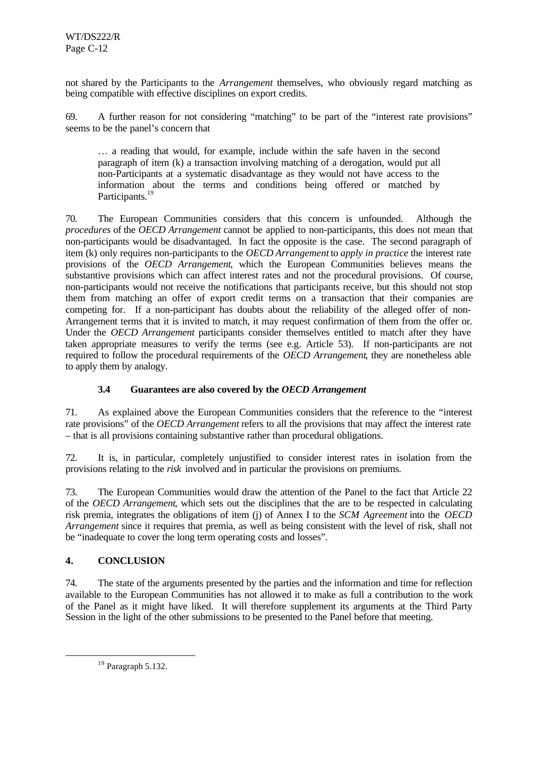not shared by the Participants to the *Arrangement* themselves, who obviously regard matching as being compatible with effective disciplines on export credits.

69. A further reason for not considering "matching" to be part of the "interest rate provisions" seems to be the panel's concern that

> … a reading that would, for example, include within the safe haven in the second paragraph of item (k) a transaction involving matching of a derogation, would put all non-Participants at a systematic disadvantage as they would not have access to the information about the terms and conditions being offered or matched by Participants.[19]

70. The European Communities considers that this concern is unfounded. Although the *procedures* of the *OECD Arrangement* cannot be applied to non-participants, this does not mean that non-participants would be disadvantaged. In fact the opposite is the case. The second paragraph of item (k) only requires non-participants to the *OECD Arrangement* to *apply in practice* the interest rate provisions of the *OECD Arrangement*, which the European Communities believes means the substantive provisions which can affect interest rates and not the procedural provisions. Of course, non-participants would not receive the notifications that participants receive, but this should not stop them from matching an offer of export credit terms on a transaction that their companies are competing for. If a non-participant has doubts about the reliability of the alleged offer of non-Arrangement terms that it is invited to match, it may request confirmation of them from the offer or. Under the *OECD Arrangement* participants consider themselves entitled to match after they have taken appropriate measures to verify the terms (see e.g. Article 53). If non-participants are not required to follow the procedural requirements of the *OECD Arrangement*, they are nonetheless able to apply them by analogy.

### 3.4 Guarantees are also covered by the *OECD Arrangement*

71. As explained above the European Communities considers that the reference to the "interest rate provisions" of the *OECD Arrangement* refers to all the provisions that may affect the interest rate – that is all provisions containing substantive rather than procedural obligations.

72. It is, in particular, completely unjustified to consider interest rates in isolation from the provisions relating to the *risk* involved and in particular the provisions on premiums.

73. The European Communities would draw the attention of the Panel to the fact that Article 22 of the *OECD Arrangement*, which sets out the disciplines that the are to be respected in calculating risk premia, integrates the obligations of item (j) of Annex I to the *SCM Agreement* into the *OECD Arrangement* since it requires that premia, as well as being consistent with the level of risk, shall not be "inadequate to cover the long term operating costs and losses".

## 4. CONCLUSION

74. The state of the arguments presented by the parties and the information and time for reflection available to the European Communities has not allowed it to make as full a contribution to the work of the Panel as it might have liked. It will therefore supplement its arguments at the Third Party Session in the light of the other submissions to be presented to the Panel before that meeting.

---

[19] Paragraph 5.132.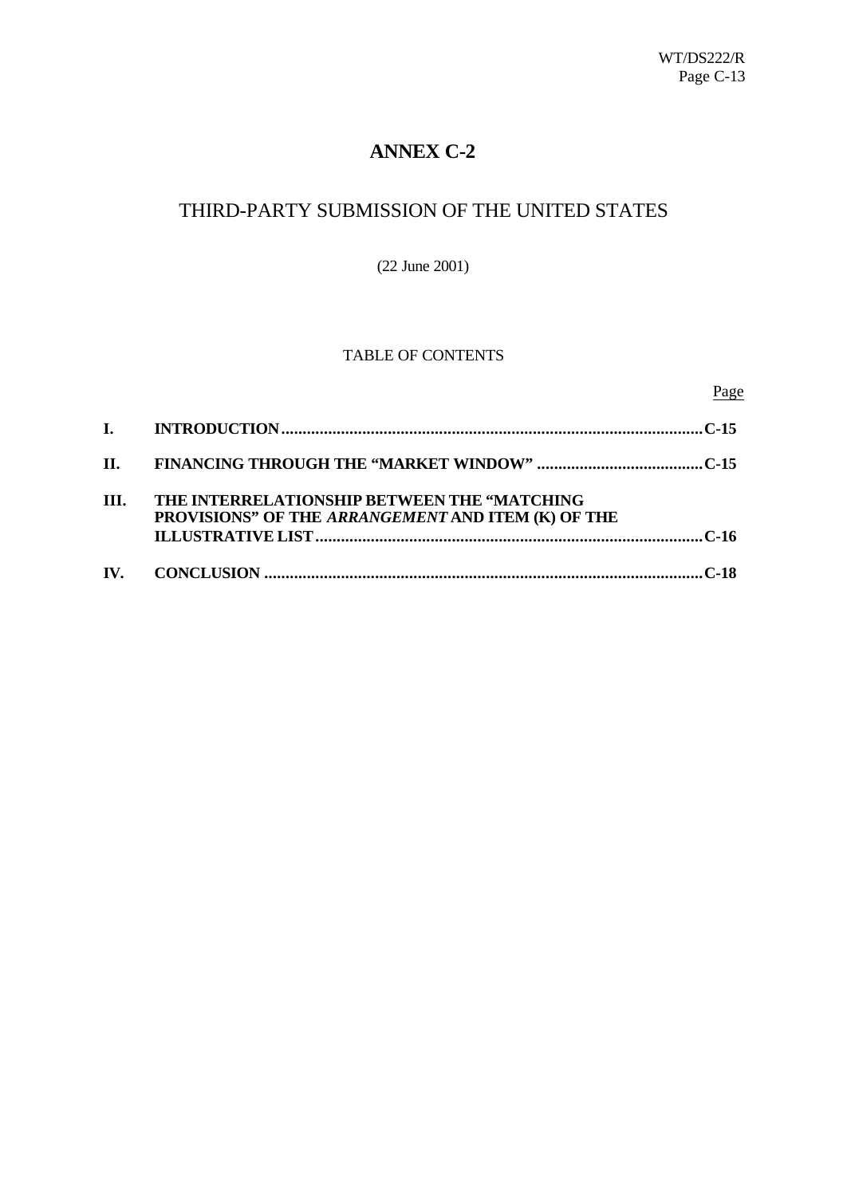# ANNEX C-2

## THIRD-PARTY SUBMISSION OF THE UNITED STATES

(22 June 2001)

TABLE OF CONTENTS

| | | Page |
|---|---|---|
| **I.** | **INTRODUCTION** | **C-15** |
| **II.** | **FINANCING THROUGH THE "MARKET WINDOW"** | **C-15** |
| **III.** | **THE INTERRELATIONSHIP BETWEEN THE "MATCHING PROVISIONS" OF THE *ARRANGEMENT* AND ITEM (K) OF THE ILLUSTRATIVE LIST** | **C-16** |
| **IV.** | **CONCLUSION** | **C-18** |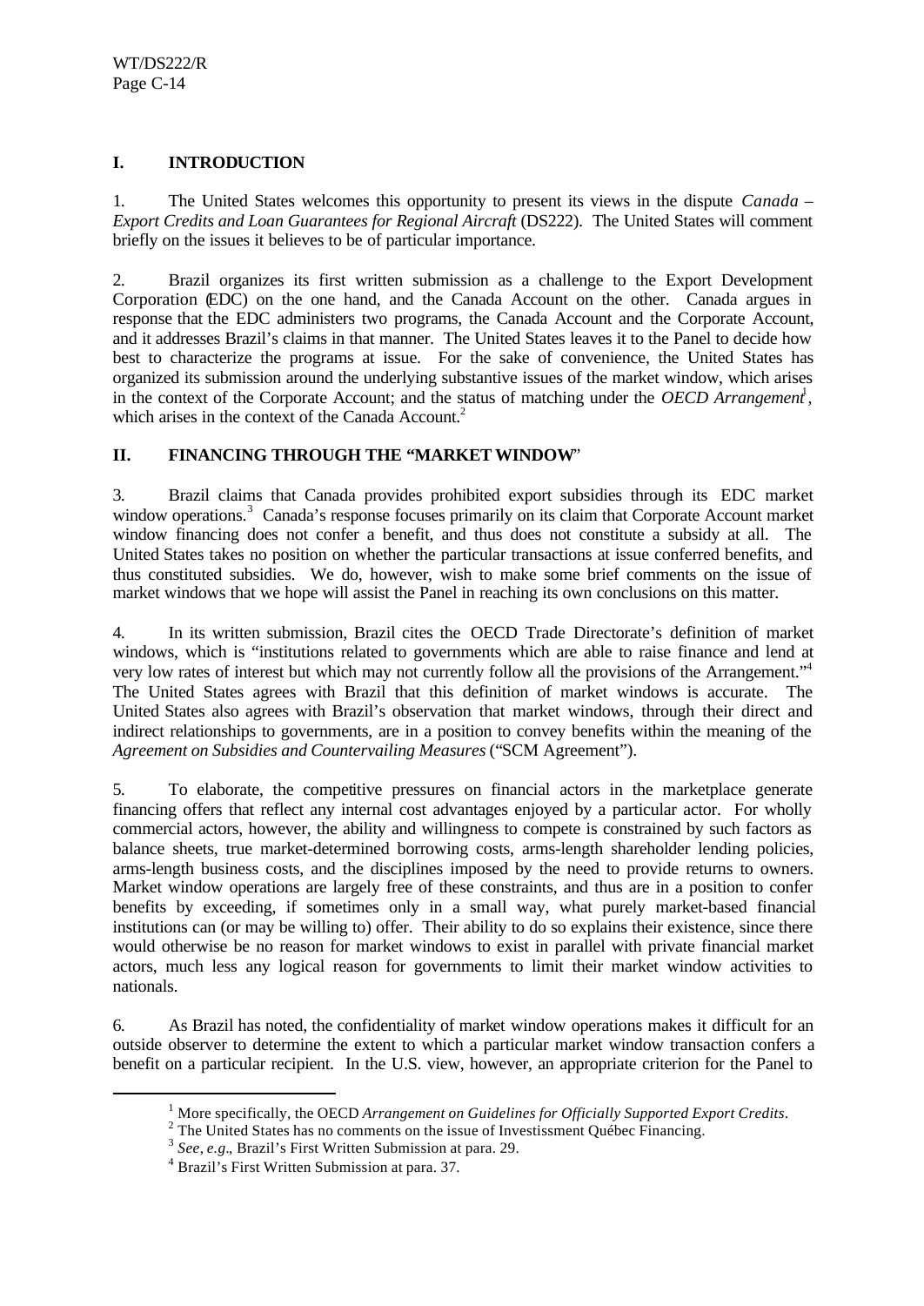## I. INTRODUCTION

1. The United States welcomes this opportunity to present its views in the dispute *Canada – Export Credits and Loan Guarantees for Regional Aircraft* (DS222). The United States will comment briefly on the issues it believes to be of particular importance.

2. Brazil organizes its first written submission as a challenge to the Export Development Corporation (EDC) on the one hand, and the Canada Account on the other. Canada argues in response that the EDC administers two programs, the Canada Account and the Corporate Account, and it addresses Brazil's claims in that manner. The United States leaves it to the Panel to decide how best to characterize the programs at issue. For the sake of convenience, the United States has organized its submission around the underlying substantive issues of the market window, which arises in the context of the Corporate Account; and the status of matching under the *OECD Arrangement*[1], which arises in the context of the Canada Account.[2]

## II. FINANCING THROUGH THE "MARKET WINDOW"

3. Brazil claims that Canada provides prohibited export subsidies through its EDC market window operations.[3] Canada's response focuses primarily on its claim that Corporate Account market window financing does not confer a benefit, and thus does not constitute a subsidy at all. The United States takes no position on whether the particular transactions at issue conferred benefits, and thus constituted subsidies. We do, however, wish to make some brief comments on the issue of market windows that we hope will assist the Panel in reaching its own conclusions on this matter.

4. In its written submission, Brazil cites the OECD Trade Directorate's definition of market windows, which is "institutions related to governments which are able to raise finance and lend at very low rates of interest but which may not currently follow all the provisions of the Arrangement."[4] The United States agrees with Brazil that this definition of market windows is accurate. The United States also agrees with Brazil's observation that market windows, through their direct and indirect relationships to governments, are in a position to convey benefits within the meaning of the *Agreement on Subsidies and Countervailing Measures* ("SCM Agreement").

5. To elaborate, the competitive pressures on financial actors in the marketplace generate financing offers that reflect any internal cost advantages enjoyed by a particular actor. For wholly commercial actors, however, the ability and willingness to compete is constrained by such factors as balance sheets, true market-determined borrowing costs, arms-length shareholder lending policies, arms-length business costs, and the disciplines imposed by the need to provide returns to owners. Market window operations are largely free of these constraints, and thus are in a position to confer benefits by exceeding, if sometimes only in a small way, what purely market-based financial institutions can (or may be willing to) offer. Their ability to do so explains their existence, since there would otherwise be no reason for market windows to exist in parallel with private financial market actors, much less any logical reason for governments to limit their market window activities to nationals.

6. As Brazil has noted, the confidentiality of market window operations makes it difficult for an outside observer to determine the extent to which a particular market window transaction confers a benefit on a particular recipient. In the U.S. view, however, an appropriate criterion for the Panel to

---

[1] More specifically, the OECD *Arrangement on Guidelines for Officially Supported Export Credits*.

[2] The United States has no comments on the issue of Investissment Québec Financing.

[3] *See, e.g.*, Brazil's First Written Submission at para. 29.

[4] Brazil's First Written Submission at para. 37.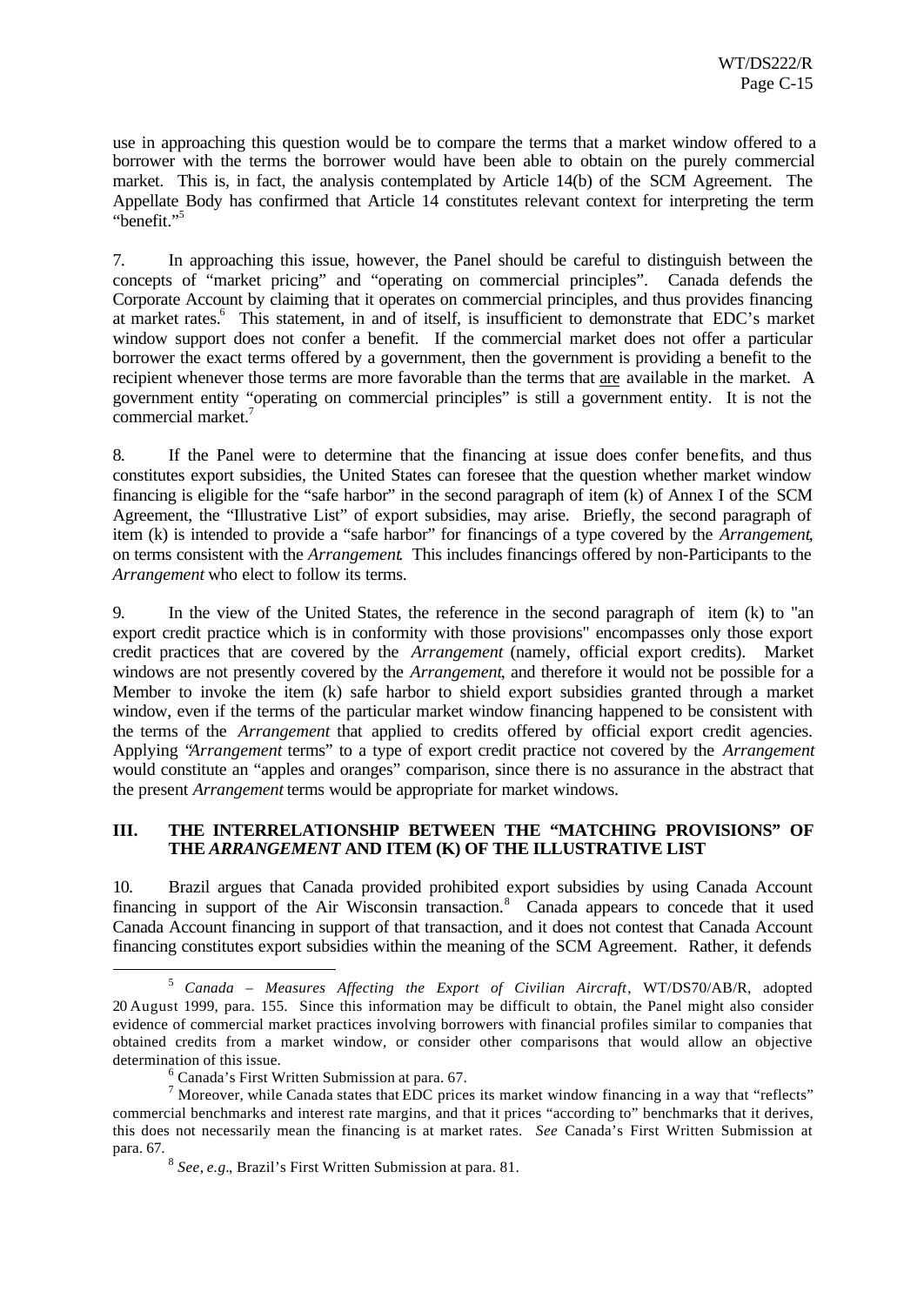use in approaching this question would be to compare the terms that a market window offered to a borrower with the terms the borrower would have been able to obtain on the purely commercial market. This is, in fact, the analysis contemplated by Article 14(b) of the SCM Agreement. The Appellate Body has confirmed that Article 14 constitutes relevant context for interpreting the term "benefit."[5]

7. In approaching this issue, however, the Panel should be careful to distinguish between the concepts of "market pricing" and "operating on commercial principles". Canada defends the Corporate Account by claiming that it operates on commercial principles, and thus provides financing at market rates.[6] This statement, in and of itself, is insufficient to demonstrate that EDC's market window support does not confer a benefit. If the commercial market does not offer a particular borrower the exact terms offered by a government, then the government is providing a benefit to the recipient whenever those terms are more favorable than the terms that are available in the market. A government entity "operating on commercial principles" is still a government entity. It is not the commercial market.[7]

8. If the Panel were to determine that the financing at issue does confer benefits, and thus constitutes export subsidies, the United States can foresee that the question whether market window financing is eligible for the "safe harbor" in the second paragraph of item (k) of Annex I of the SCM Agreement, the "Illustrative List" of export subsidies, may arise. Briefly, the second paragraph of item (k) is intended to provide a "safe harbor" for financings of a type covered by the *Arrangement*, on terms consistent with the *Arrangement*. This includes financings offered by non-Participants to the *Arrangement* who elect to follow its terms.

9. In the view of the United States, the reference in the second paragraph of item (k) to "an export credit practice which is in conformity with those provisions" encompasses only those export credit practices that are covered by the *Arrangement* (namely, official export credits). Market windows are not presently covered by the *Arrangement*, and therefore it would not be possible for a Member to invoke the item (k) safe harbor to shield export subsidies granted through a market window, even if the terms of the particular market window financing happened to be consistent with the terms of the *Arrangement* that applied to credits offered by official export credit agencies. Applying "*Arrangement* terms" to a type of export credit practice not covered by the *Arrangement* would constitute an "apples and oranges" comparison, since there is no assurance in the abstract that the present *Arrangement* terms would be appropriate for market windows.

## III. THE INTERRELATIONSHIP BETWEEN THE "MATCHING PROVISIONS" OF THE *ARRANGEMENT* AND ITEM (K) OF THE ILLUSTRATIVE LIST

10. Brazil argues that Canada provided prohibited export subsidies by using Canada Account financing in support of the Air Wisconsin transaction.[8] Canada appears to concede that it used Canada Account financing in support of that transaction, and it does not contest that Canada Account financing constitutes export subsidies within the meaning of the SCM Agreement. Rather, it defends

---

[5] *Canada – Measures Affecting the Export of Civilian Aircraft*, WT/DS70/AB/R, adopted 20 August 1999, para. 155. Since this information may be difficult to obtain, the Panel might also consider evidence of commercial market practices involving borrowers with financial profiles similar to companies that obtained credits from a market window, or consider other comparisons that would allow an objective determination of this issue.

[6] Canada's First Written Submission at para. 67.

[7] Moreover, while Canada states that EDC prices its market window financing in a way that "reflects" commercial benchmarks and interest rate margins, and that it prices "according to" benchmarks that it derives, this does not necessarily mean the financing is at market rates. *See* Canada's First Written Submission at para. 67.

[8] *See, e.g.*, Brazil's First Written Submission at para. 81.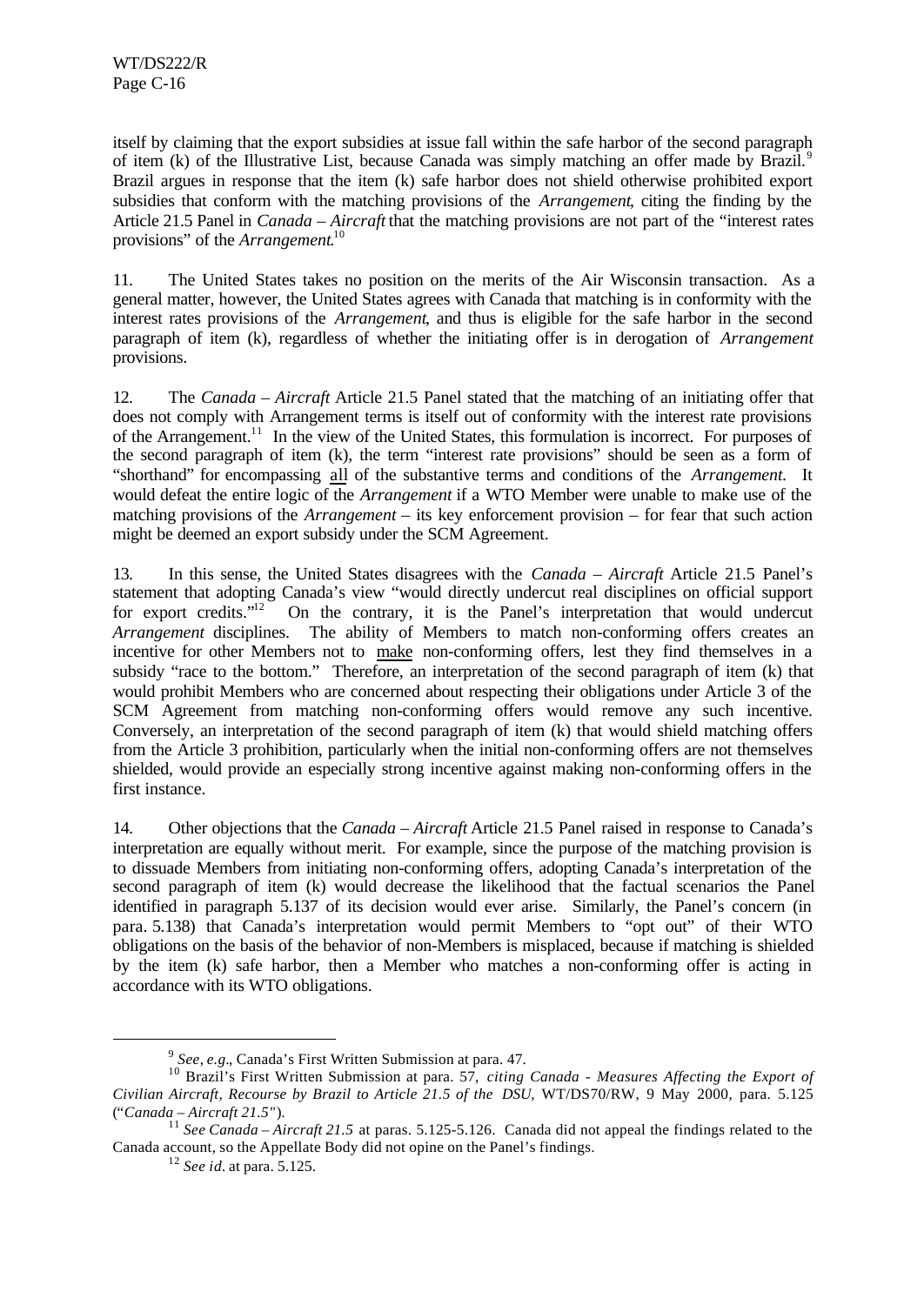itself by claiming that the export subsidies at issue fall within the safe harbor of the second paragraph of item (k) of the Illustrative List, because Canada was simply matching an offer made by Brazil.[9] Brazil argues in response that the item (k) safe harbor does not shield otherwise prohibited export subsidies that conform with the matching provisions of the *Arrangement*, citing the finding by the Article 21.5 Panel in *Canada – Aircraft* that the matching provisions are not part of the "interest rates provisions" of the *Arrangement*.[10]

11. The United States takes no position on the merits of the Air Wisconsin transaction. As a general matter, however, the United States agrees with Canada that matching is in conformity with the interest rates provisions of the *Arrangement*, and thus is eligible for the safe harbor in the second paragraph of item (k), regardless of whether the initiating offer is in derogation of *Arrangement* provisions.

12. The *Canada – Aircraft* Article 21.5 Panel stated that the matching of an initiating offer that does not comply with Arrangement terms is itself out of conformity with the interest rate provisions of the Arrangement.[11] In the view of the United States, this formulation is incorrect. For purposes of the second paragraph of item (k), the term "interest rate provisions" should be seen as a form of "shorthand" for encompassing all of the substantive terms and conditions of the *Arrangement*. It would defeat the entire logic of the *Arrangement* if a WTO Member were unable to make use of the matching provisions of the *Arrangement* – its key enforcement provision – for fear that such action might be deemed an export subsidy under the SCM Agreement.

13. In this sense, the United States disagrees with the *Canada – Aircraft* Article 21.5 Panel's statement that adopting Canada's view "would directly undercut real disciplines on official support for export credits."[12] On the contrary, it is the Panel's interpretation that would undercut *Arrangement* disciplines. The ability of Members to match non-conforming offers creates an incentive for other Members not to make non-conforming offers, lest they find themselves in a subsidy "race to the bottom." Therefore, an interpretation of the second paragraph of item (k) that would prohibit Members who are concerned about respecting their obligations under Article 3 of the SCM Agreement from matching non-conforming offers would remove any such incentive. Conversely, an interpretation of the second paragraph of item (k) that would shield matching offers from the Article 3 prohibition, particularly when the initial non-conforming offers are not themselves shielded, would provide an especially strong incentive against making non-conforming offers in the first instance.

14. Other objections that the *Canada – Aircraft* Article 21.5 Panel raised in response to Canada's interpretation are equally without merit. For example, since the purpose of the matching provision is to dissuade Members from initiating non-conforming offers, adopting Canada's interpretation of the second paragraph of item (k) would decrease the likelihood that the factual scenarios the Panel identified in paragraph 5.137 of its decision would ever arise. Similarly, the Panel's concern (in para. 5.138) that Canada's interpretation would permit Members to "opt out" of their WTO obligations on the basis of the behavior of non-Members is misplaced, because if matching is shielded by the item (k) safe harbor, then a Member who matches a non-conforming offer is acting in accordance with its WTO obligations.

---

[9] *See, e.g.*, Canada's First Written Submission at para. 47.

[10] Brazil's First Written Submission at para. 57, *citing Canada - Measures Affecting the Export of Civilian Aircraft, Recourse by Brazil to Article 21.5 of the DSU*, WT/DS70/RW, 9 May 2000, para. 5.125 ("*Canada – Aircraft 21.5*").

[11] *See Canada – Aircraft 21.5* at paras. 5.125-5.126. Canada did not appeal the findings related to the Canada account, so the Appellate Body did not opine on the Panel's findings.

[12] *See id.* at para. 5.125.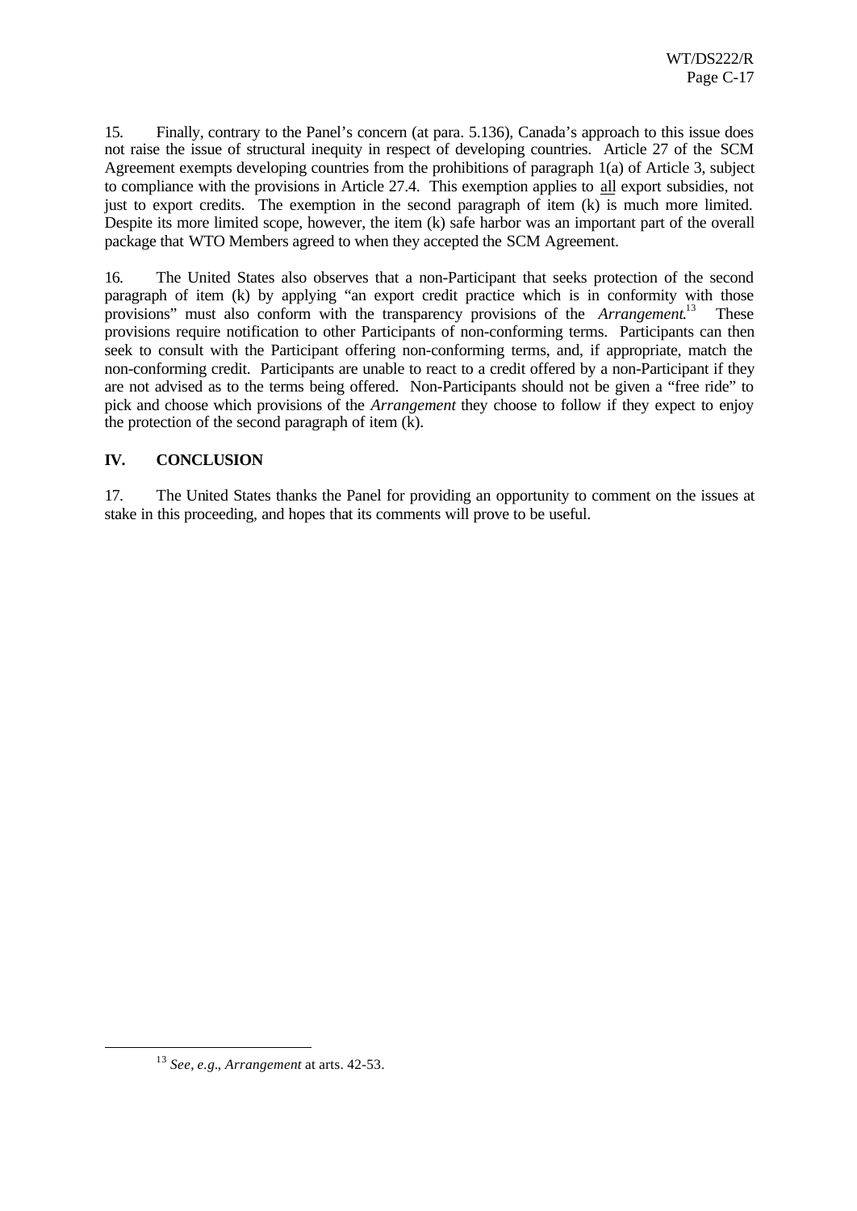15. Finally, contrary to the Panel's concern (at para. 5.136), Canada's approach to this issue does not raise the issue of structural inequity in respect of developing countries. Article 27 of the SCM Agreement exempts developing countries from the prohibitions of paragraph 1(a) of Article 3, subject to compliance with the provisions in Article 27.4. This exemption applies to all export subsidies, not just to export credits. The exemption in the second paragraph of item (k) is much more limited. Despite its more limited scope, however, the item (k) safe harbor was an important part of the overall package that WTO Members agreed to when they accepted the SCM Agreement.

16. The United States also observes that a non-Participant that seeks protection of the second paragraph of item (k) by applying "an export credit practice which is in conformity with those provisions" must also conform with the transparency provisions of the *Arrangement*.[13] These provisions require notification to other Participants of non-conforming terms. Participants can then seek to consult with the Participant offering non-conforming terms, and, if appropriate, match the non-conforming credit. Participants are unable to react to a credit offered by a non-Participant if they are not advised as to the terms being offered. Non-Participants should not be given a "free ride" to pick and choose which provisions of the *Arrangement* they choose to follow if they expect to enjoy the protection of the second paragraph of item (k).

## IV. CONCLUSION

17. The United States thanks the Panel for providing an opportunity to comment on the issues at stake in this proceeding, and hopes that its comments will prove to be useful.

---

[13] *See, e.g., Arrangement* at arts. 42-53.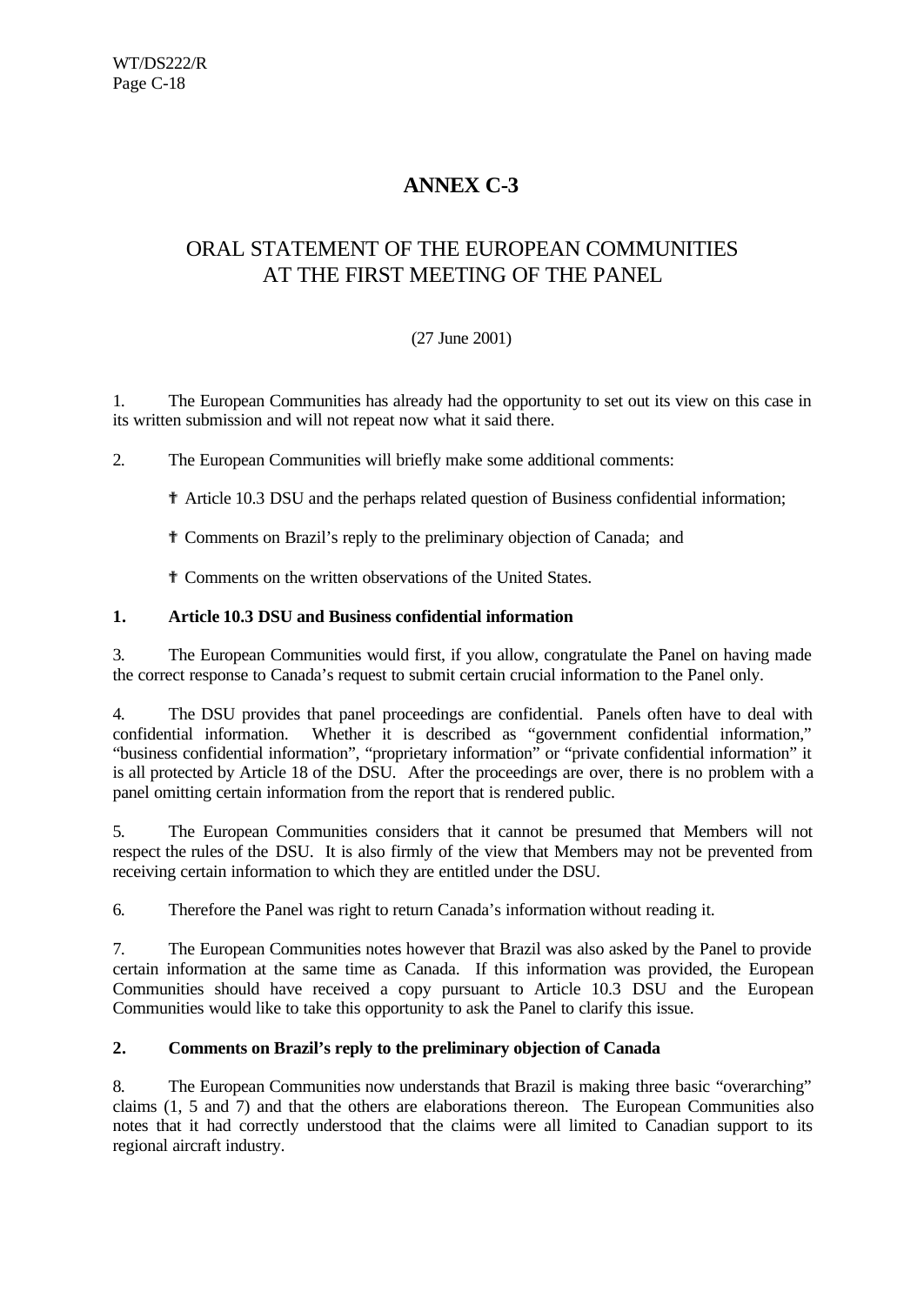# ANNEX C-3

## ORAL STATEMENT OF THE EUROPEAN COMMUNITIES AT THE FIRST MEETING OF THE PANEL

(27 June 2001)

1. The European Communities has already had the opportunity to set out its view on this case in its written submission and will not repeat now what it said there.

2. The European Communities will briefly make some additional comments:

- Article 10.3 DSU and the perhaps related question of Business confidential information;
- Comments on Brazil's reply to the preliminary objection of Canada; and
- Comments on the written observations of the United States.

### 1. Article 10.3 DSU and Business confidential information

3. The European Communities would first, if you allow, congratulate the Panel on having made the correct response to Canada's request to submit certain crucial information to the Panel only.

4. The DSU provides that panel proceedings are confidential. Panels often have to deal with confidential information. Whether it is described as "government confidential information," "business confidential information", "proprietary information" or "private confidential information" it is all protected by Article 18 of the DSU. After the proceedings are over, there is no problem with a panel omitting certain information from the report that is rendered public.

5. The European Communities considers that it cannot be presumed that Members will not respect the rules of the DSU. It is also firmly of the view that Members may not be prevented from receiving certain information to which they are entitled under the DSU.

6. Therefore the Panel was right to return Canada's information without reading it.

7. The European Communities notes however that Brazil was also asked by the Panel to provide certain information at the same time as Canada. If this information was provided, the European Communities should have received a copy pursuant to Article 10.3 DSU and the European Communities would like to take this opportunity to ask the Panel to clarify this issue.

### 2. Comments on Brazil's reply to the preliminary objection of Canada

8. The European Communities now understands that Brazil is making three basic "overarching" claims (1, 5 and 7) and that the others are elaborations thereon. The European Communities also notes that it had correctly understood that the claims were all limited to Canadian support to its regional aircraft industry.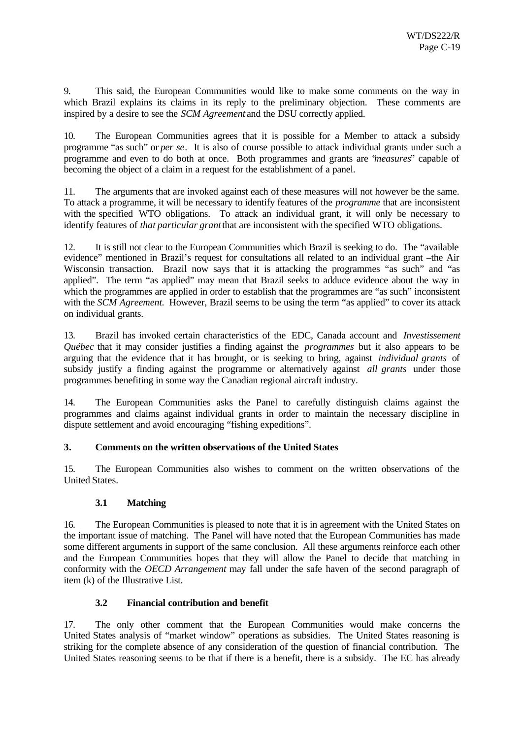9. This said, the European Communities would like to make some comments on the way in which Brazil explains its claims in its reply to the preliminary objection. These comments are inspired by a desire to see the *SCM Agreement* and the DSU correctly applied.

10. The European Communities agrees that it is possible for a Member to attack a subsidy programme "as such" or *per se*. It is also of course possible to attack individual grants under such a programme and even to do both at once. Both programmes and grants are "*measures*" capable of becoming the object of a claim in a request for the establishment of a panel.

11. The arguments that are invoked against each of these measures will not however be the same. To attack a programme, it will be necessary to identify features of the *programme* that are inconsistent with the specified WTO obligations. To attack an individual grant, it will only be necessary to identify features of *that particular grant* that are inconsistent with the specified WTO obligations.

12. It is still not clear to the European Communities which Brazil is seeking to do. The "available evidence" mentioned in Brazil's request for consultations all related to an individual grant –the Air Wisconsin transaction. Brazil now says that it is attacking the programmes "as such" and "as applied". The term "as applied" may mean that Brazil seeks to adduce evidence about the way in which the programmes are applied in order to establish that the programmes are "as such" inconsistent with the *SCM Agreement.* However, Brazil seems to be using the term "as applied" to cover its attack on individual grants.

13. Brazil has invoked certain characteristics of the EDC, Canada account and *Investissement Québec* that it may consider justifies a finding against the *programmes* but it also appears to be arguing that the evidence that it has brought, or is seeking to bring, against *individual grants* of subsidy justify a finding against the programme or alternatively against *all grants* under those programmes benefiting in some way the Canadian regional aircraft industry.

14. The European Communities asks the Panel to carefully distinguish claims against the programmes and claims against individual grants in order to maintain the necessary discipline in dispute settlement and avoid encouraging "fishing expeditions".

## 3. Comments on the written observations of the United States

15. The European Communities also wishes to comment on the written observations of the United States.

### 3.1 Matching

16. The European Communities is pleased to note that it is in agreement with the United States on the important issue of matching. The Panel will have noted that the European Communities has made some different arguments in support of the same conclusion. All these arguments reinforce each other and the European Communities hopes that they will allow the Panel to decide that matching in conformity with the *OECD Arrangement* may fall under the safe haven of the second paragraph of item (k) of the Illustrative List.

### 3.2 Financial contribution and benefit

17. The only other comment that the European Communities would make concerns the United States analysis of "market window" operations as subsidies. The United States reasoning is striking for the complete absence of any consideration of the question of financial contribution. The United States reasoning seems to be that if there is a benefit, there is a subsidy. The EC has already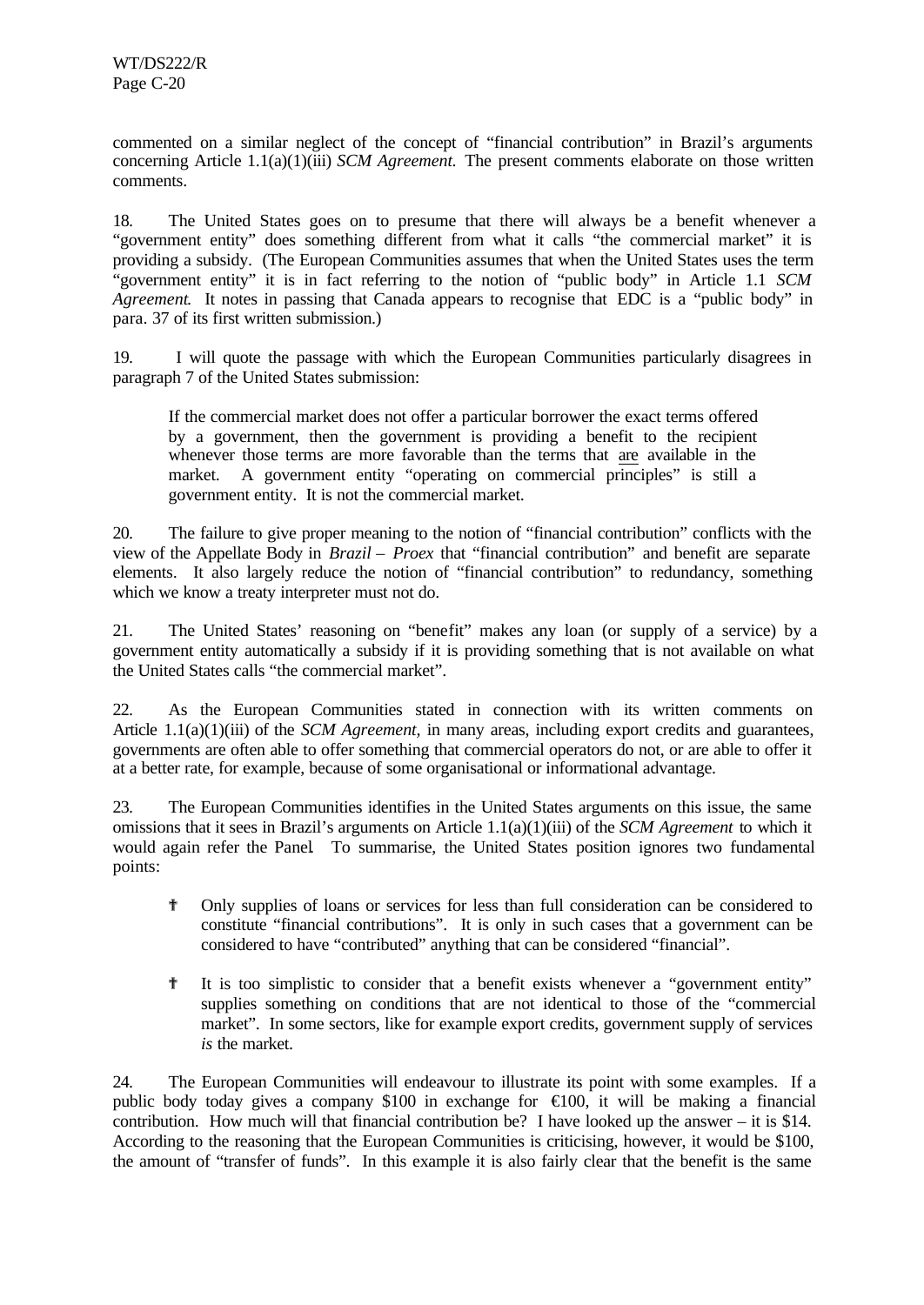commented on a similar neglect of the concept of "financial contribution" in Brazil's arguments concerning Article 1.1(a)(1)(iii) *SCM Agreement.* The present comments elaborate on those written comments.

18. The United States goes on to presume that there will always be a benefit whenever a "government entity" does something different from what it calls "the commercial market" it is providing a subsidy. (The European Communities assumes that when the United States uses the term "government entity" it is in fact referring to the notion of "public body" in Article 1.1 *SCM Agreement*. It notes in passing that Canada appears to recognise that EDC is a "public body" in para. 37 of its first written submission.)

19. I will quote the passage with which the European Communities particularly disagrees in paragraph 7 of the United States submission:

> If the commercial market does not offer a particular borrower the exact terms offered by a government, then the government is providing a benefit to the recipient whenever those terms are more favorable than the terms that are available in the market. A government entity "operating on commercial principles" is still a government entity. It is not the commercial market.

20. The failure to give proper meaning to the notion of "financial contribution" conflicts with the view of the Appellate Body in *Brazil – Proex* that "financial contribution" and benefit are separate elements. It also largely reduce the notion of "financial contribution" to redundancy, something which we know a treaty interpreter must not do.

21. The United States' reasoning on "benefit" makes any loan (or supply of a service) by a government entity automatically a subsidy if it is providing something that is not available on what the United States calls "the commercial market".

22. As the European Communities stated in connection with its written comments on Article 1.1(a)(1)(iii) of the *SCM Agreement,* in many areas, including export credits and guarantees, governments are often able to offer something that commercial operators do not, or are able to offer it at a better rate, for example, because of some organisational or informational advantage.

23. The European Communities identifies in the United States arguments on this issue, the same omissions that it sees in Brazil's arguments on Article 1.1(a)(1)(iii) of the *SCM Agreement* to which it would again refer the Panel. To summarise, the United States position ignores two fundamental points:

- Only supplies of loans or services for less than full consideration can be considered to constitute "financial contributions". It is only in such cases that a government can be considered to have "contributed" anything that can be considered "financial".

- It is too simplistic to consider that a benefit exists whenever a "government entity" supplies something on conditions that are not identical to those of the "commercial market". In some sectors, like for example export credits, government supply of services *is* the market.

24. The European Communities will endeavour to illustrate its point with some examples. If a public body today gives a company $100 in exchange for €100, it will be making a financial contribution. How much will that financial contribution be? I have looked up the answer – it is $14. According to the reasoning that the European Communities is criticising, however, it would be $100, the amount of "transfer of funds". In this example it is also fairly clear that the benefit is the same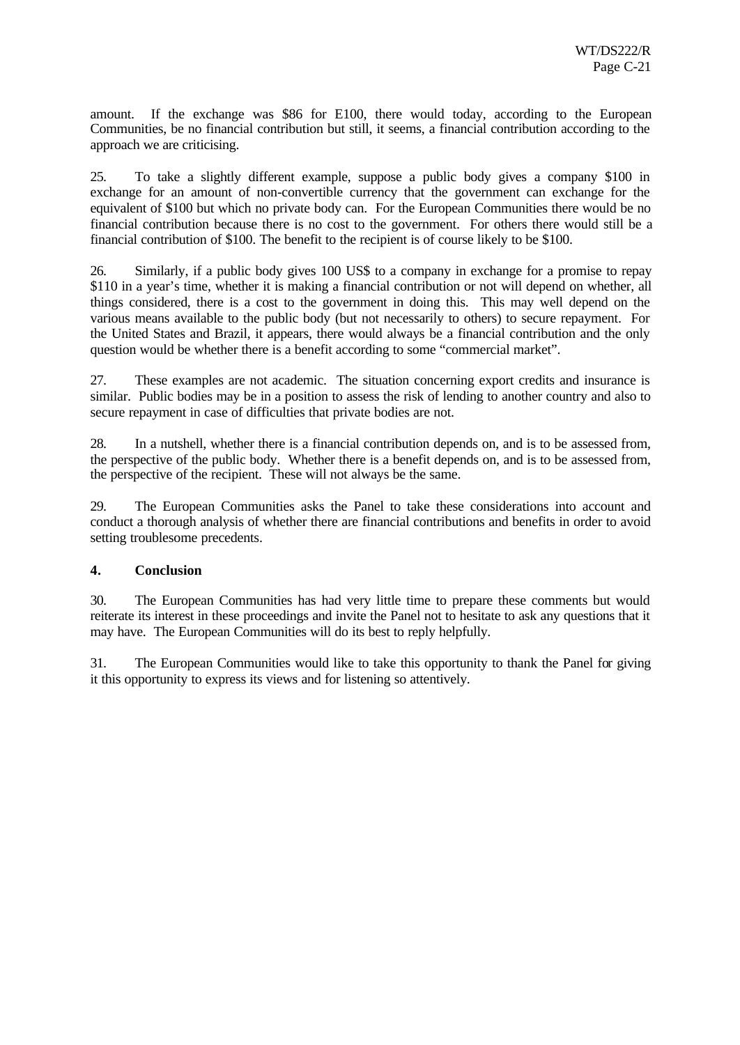amount. If the exchange was $86 for E100, there would today, according to the European Communities, be no financial contribution but still, it seems, a financial contribution according to the approach we are criticising.

25. To take a slightly different example, suppose a public body gives a company $100 in exchange for an amount of non-convertible currency that the government can exchange for the equivalent of $100 but which no private body can. For the European Communities there would be no financial contribution because there is no cost to the government. For others there would still be a financial contribution of $100. The benefit to the recipient is of course likely to be $100.

26. Similarly, if a public body gives 100 US$ to a company in exchange for a promise to repay $110 in a year's time, whether it is making a financial contribution or not will depend on whether, all things considered, there is a cost to the government in doing this. This may well depend on the various means available to the public body (but not necessarily to others) to secure repayment. For the United States and Brazil, it appears, there would always be a financial contribution and the only question would be whether there is a benefit according to some "commercial market".

27. These examples are not academic. The situation concerning export credits and insurance is similar. Public bodies may be in a position to assess the risk of lending to another country and also to secure repayment in case of difficulties that private bodies are not.

28. In a nutshell, whether there is a financial contribution depends on, and is to be assessed from, the perspective of the public body. Whether there is a benefit depends on, and is to be assessed from, the perspective of the recipient. These will not always be the same.

29. The European Communities asks the Panel to take these considerations into account and conduct a thorough analysis of whether there are financial contributions and benefits in order to avoid setting troublesome precedents.

**4. Conclusion**

30. The European Communities has had very little time to prepare these comments but would reiterate its interest in these proceedings and invite the Panel not to hesitate to ask any questions that it may have. The European Communities will do its best to reply helpfully.

31. The European Communities would like to take this opportunity to thank the Panel for giving it this opportunity to express its views and for listening so attentively.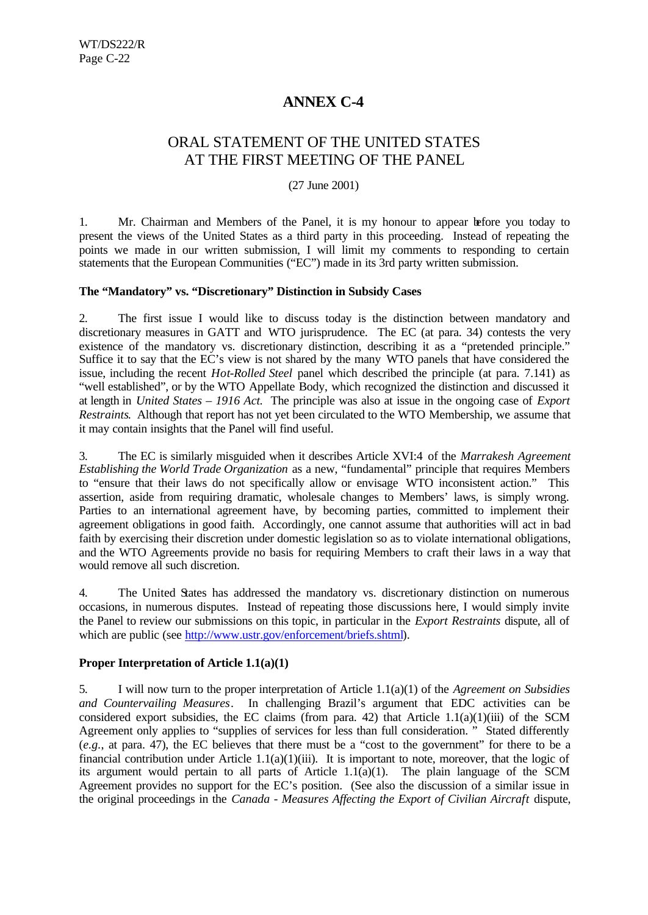# ANNEX C-4

## ORAL STATEMENT OF THE UNITED STATES AT THE FIRST MEETING OF THE PANEL

(27 June 2001)

1. Mr. Chairman and Members of the Panel, it is my honour to appear before you today to present the views of the United States as a third party in this proceeding. Instead of repeating the points we made in our written submission, I will limit my comments to responding to certain statements that the European Communities ("EC") made in its 3rd party written submission.

**The "Mandatory" vs. "Discretionary" Distinction in Subsidy Cases**

2. The first issue I would like to discuss today is the distinction between mandatory and discretionary measures in GATT and WTO jurisprudence. The EC (at para. 34) contests the very existence of the mandatory vs. discretionary distinction, describing it as a "pretended principle." Suffice it to say that the EC's view is not shared by the many WTO panels that have considered the issue, including the recent *Hot-Rolled Steel* panel which described the principle (at para. 7.141) as "well established", or by the WTO Appellate Body, which recognized the distinction and discussed it at length in *United States – 1916 Act*. The principle was also at issue in the ongoing case of *Export Restraints*. Although that report has not yet been circulated to the WTO Membership, we assume that it may contain insights that the Panel will find useful.

3. The EC is similarly misguided when it describes Article XVI:4 of the *Marrakesh Agreement Establishing the World Trade Organization* as a new, "fundamental" principle that requires Members to "ensure that their laws do not specifically allow or envisage WTO inconsistent action." This assertion, aside from requiring dramatic, wholesale changes to Members' laws, is simply wrong. Parties to an international agreement have, by becoming parties, committed to implement their agreement obligations in good faith. Accordingly, one cannot assume that authorities will act in bad faith by exercising their discretion under domestic legislation so as to violate international obligations, and the WTO Agreements provide no basis for requiring Members to craft their laws in a way that would remove all such discretion.

4. The United States has addressed the mandatory vs. discretionary distinction on numerous occasions, in numerous disputes. Instead of repeating those discussions here, I would simply invite the Panel to review our submissions on this topic, in particular in the *Export Restraints* dispute, all of which are public (see http://www.ustr.gov/enforcement/briefs.shtml).

**Proper Interpretation of Article 1.1(a)(1)**

5. I will now turn to the proper interpretation of Article 1.1(a)(1) of the *Agreement on Subsidies and Countervailing Measures*. In challenging Brazil's argument that EDC activities can be considered export subsidies, the EC claims (from para. 42) that Article 1.1(a)(1)(iii) of the SCM Agreement only applies to "supplies of services for less than full consideration. " Stated differently (*e.g.*, at para. 47), the EC believes that there must be a "cost to the government" for there to be a financial contribution under Article 1.1(a)(1)(iii). It is important to note, moreover, that the logic of its argument would pertain to all parts of Article 1.1(a)(1). The plain language of the SCM Agreement provides no support for the EC's position. (See also the discussion of a similar issue in the original proceedings in the *Canada - Measures Affecting the Export of Civilian Aircraft* dispute,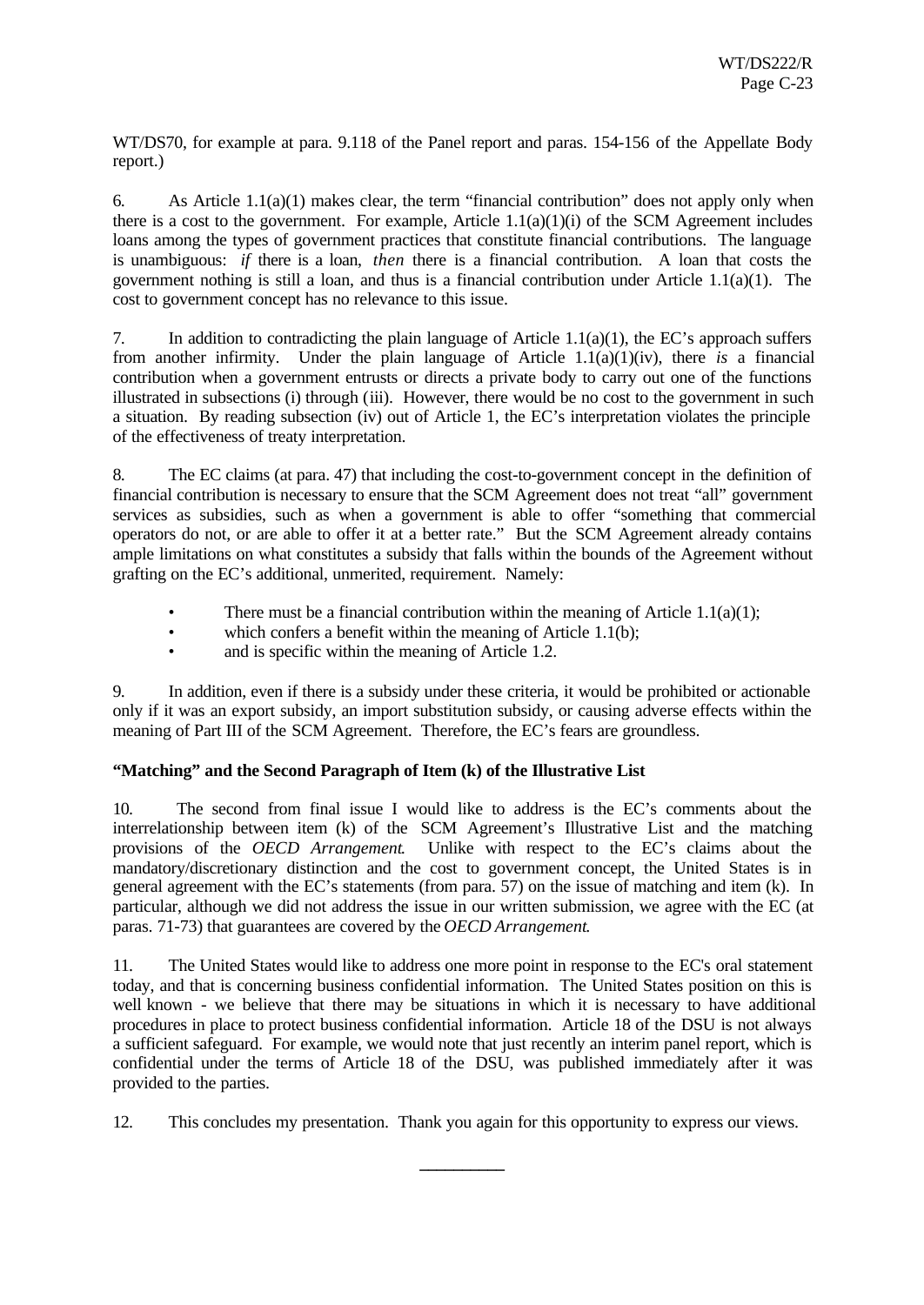WT/DS70, for example at para. 9.118 of the Panel report and paras. 154-156 of the Appellate Body report.)

6. As Article 1.1(a)(1) makes clear, the term "financial contribution" does not apply only when there is a cost to the government. For example, Article 1.1(a)(1)(i) of the SCM Agreement includes loans among the types of government practices that constitute financial contributions. The language is unambiguous: *if* there is a loan, *then* there is a financial contribution. A loan that costs the government nothing is still a loan, and thus is a financial contribution under Article 1.1(a)(1). The cost to government concept has no relevance to this issue.

7. In addition to contradicting the plain language of Article 1.1(a)(1), the EC's approach suffers from another infirmity. Under the plain language of Article 1.1(a)(1)(iv), there *is* a financial contribution when a government entrusts or directs a private body to carry out one of the functions illustrated in subsections (i) through (iii). However, there would be no cost to the government in such a situation. By reading subsection (iv) out of Article 1, the EC's interpretation violates the principle of the effectiveness of treaty interpretation.

8. The EC claims (at para. 47) that including the cost-to-government concept in the definition of financial contribution is necessary to ensure that the SCM Agreement does not treat "all" government services as subsidies, such as when a government is able to offer "something that commercial operators do not, or are able to offer it at a better rate." But the SCM Agreement already contains ample limitations on what constitutes a subsidy that falls within the bounds of the Agreement without grafting on the EC's additional, unmerited, requirement. Namely:

- There must be a financial contribution within the meaning of Article 1.1(a)(1);
- which confers a benefit within the meaning of Article 1.1(b);
- and is specific within the meaning of Article 1.2.

9. In addition, even if there is a subsidy under these criteria, it would be prohibited or actionable only if it was an export subsidy, an import substitution subsidy, or causing adverse effects within the meaning of Part III of the SCM Agreement. Therefore, the EC's fears are groundless.

**"Matching" and the Second Paragraph of Item (k) of the Illustrative List**

10. The second from final issue I would like to address is the EC's comments about the interrelationship between item (k) of the SCM Agreement's Illustrative List and the matching provisions of the *OECD Arrangement*. Unlike with respect to the EC's claims about the mandatory/discretionary distinction and the cost to government concept, the United States is in general agreement with the EC's statements (from para. 57) on the issue of matching and item (k). In particular, although we did not address the issue in our written submission, we agree with the EC (at paras. 71-73) that guarantees are covered by the *OECD Arrangement*.

11. The United States would like to address one more point in response to the EC's oral statement today, and that is concerning business confidential information. The United States position on this is well known - we believe that there may be situations in which it is necessary to have additional procedures in place to protect business confidential information. Article 18 of the DSU is not always a sufficient safeguard. For example, we would note that just recently an interim panel report, which is confidential under the terms of Article 18 of the DSU, was published immediately after it was provided to the parties.

12. This concludes my presentation. Thank you again for this opportunity to express our views.

\_\_\_\_\_\_\_\_\_\_